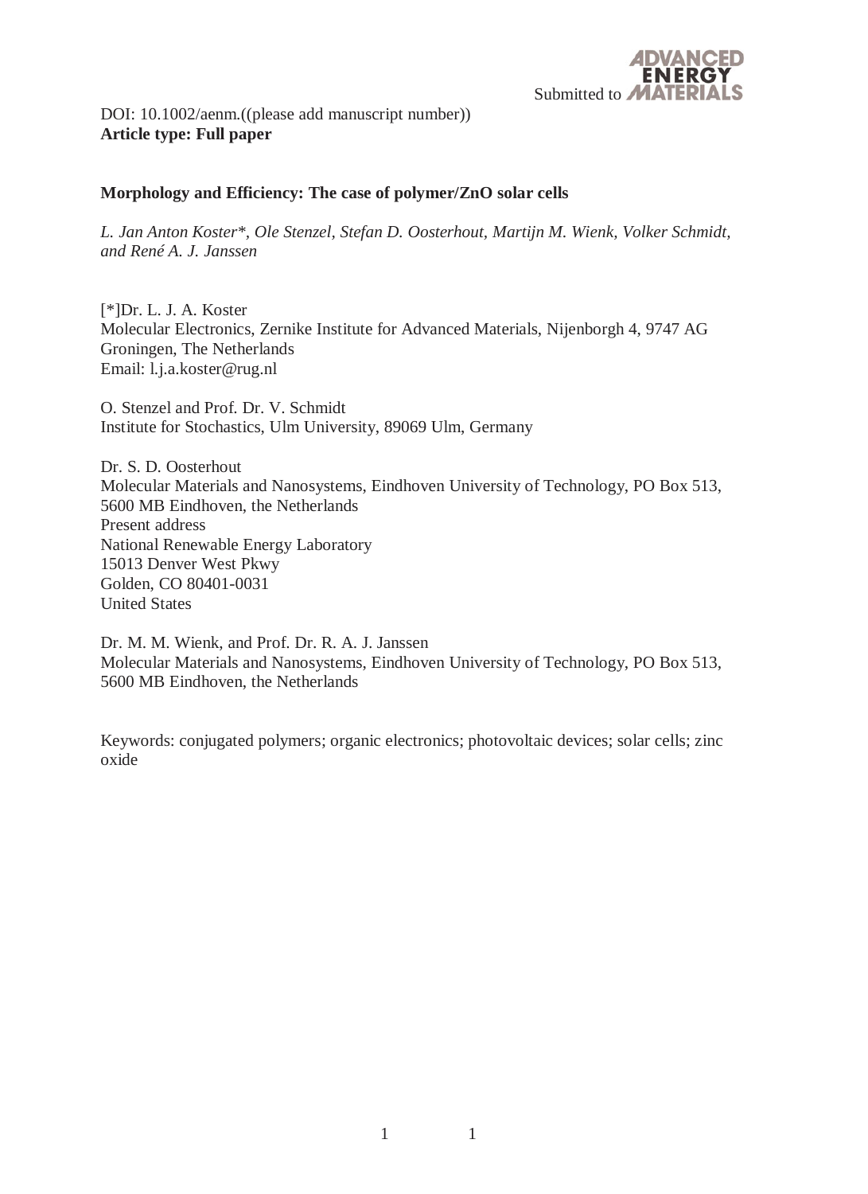Submitted to ADVANCED ENERGY MATERIALS

DOI: 10.1002/aenm.((please add manuscript number))
**Article type: Full paper**

**Morphology and Efficiency: The case of polymer/ZnO solar cells**

*L. Jan Anton Koster\*, Ole Stenzel, Stefan D. Oosterhout, Martijn M. Wienk, Volker Schmidt, and René A. J. Janssen*

[*]Dr. L. J. A. Koster
Molecular Electronics, Zernike Institute for Advanced Materials, Nijenborgh 4, 9747 AG Groningen, The Netherlands
Email: l.j.a.koster@rug.nl

O. Stenzel and Prof. Dr. V. Schmidt
Institute for Stochastics, Ulm University, 89069 Ulm, Germany

Dr. S. D. Oosterhout
Molecular Materials and Nanosystems, Eindhoven University of Technology, PO Box 513, 5600 MB Eindhoven, the Netherlands
Present address
National Renewable Energy Laboratory
15013 Denver West Pkwy
Golden, CO 80401-0031
United States

Dr. M. M. Wienk, and Prof. Dr. R. A. J. Janssen
Molecular Materials and Nanosystems, Eindhoven University of Technology, PO Box 513, 5600 MB Eindhoven, the Netherlands

Keywords: conjugated polymers; organic electronics; photovoltaic devices; solar cells; zinc oxide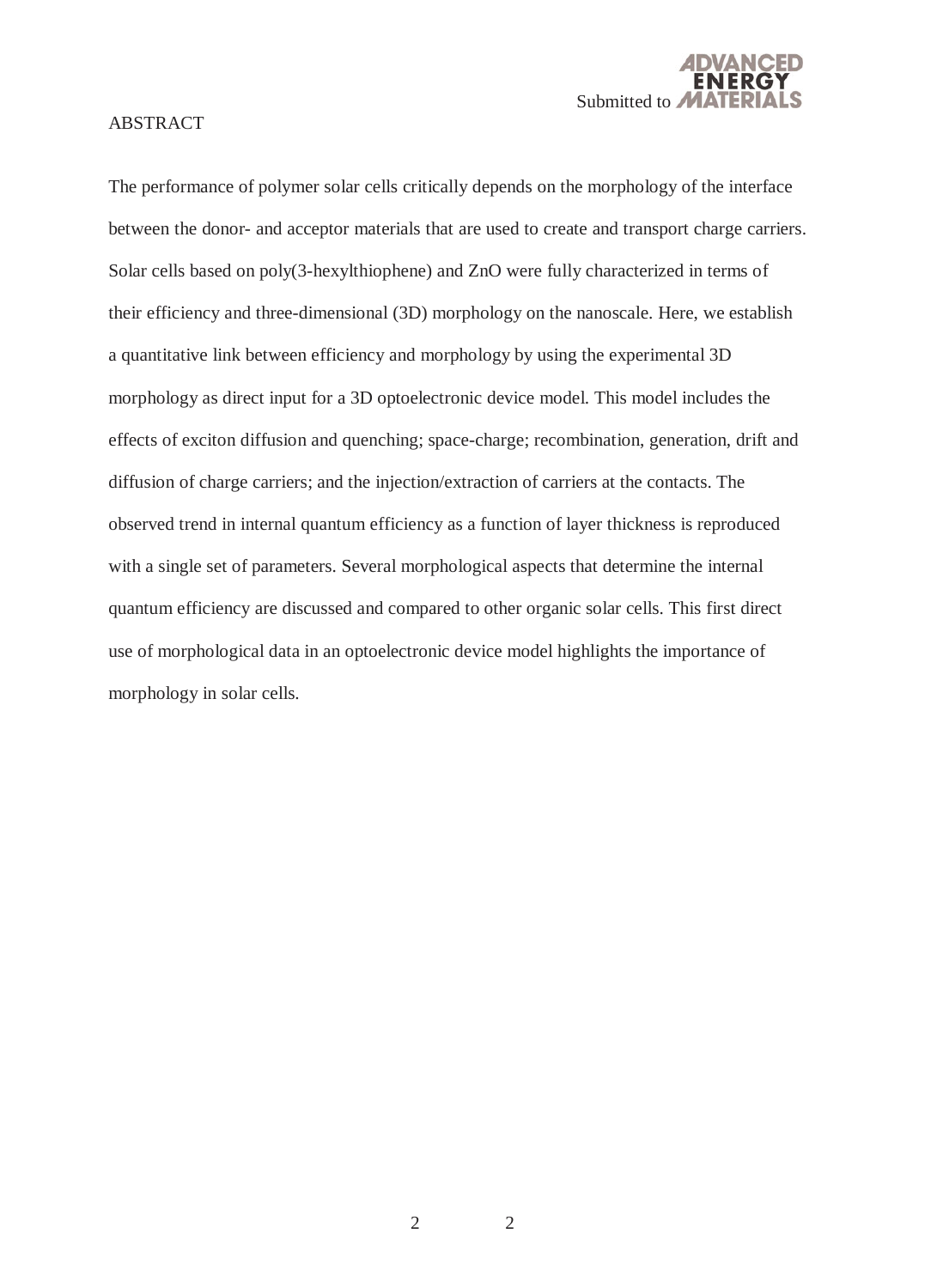ABSTRACT

The performance of polymer solar cells critically depends on the morphology of the interface between the donor- and acceptor materials that are used to create and transport charge carriers. Solar cells based on poly(3-hexylthiophene) and ZnO were fully characterized in terms of their efficiency and three-dimensional (3D) morphology on the nanoscale. Here, we establish a quantitative link between efficiency and morphology by using the experimental 3D morphology as direct input for a 3D optoelectronic device model. This model includes the effects of exciton diffusion and quenching; space-charge; recombination, generation, drift and diffusion of charge carriers; and the injection/extraction of carriers at the contacts. The observed trend in internal quantum efficiency as a function of layer thickness is reproduced with a single set of parameters. Several morphological aspects that determine the internal quantum efficiency are discussed and compared to other organic solar cells. This first direct use of morphological data in an optoelectronic device model highlights the importance of morphology in solar cells.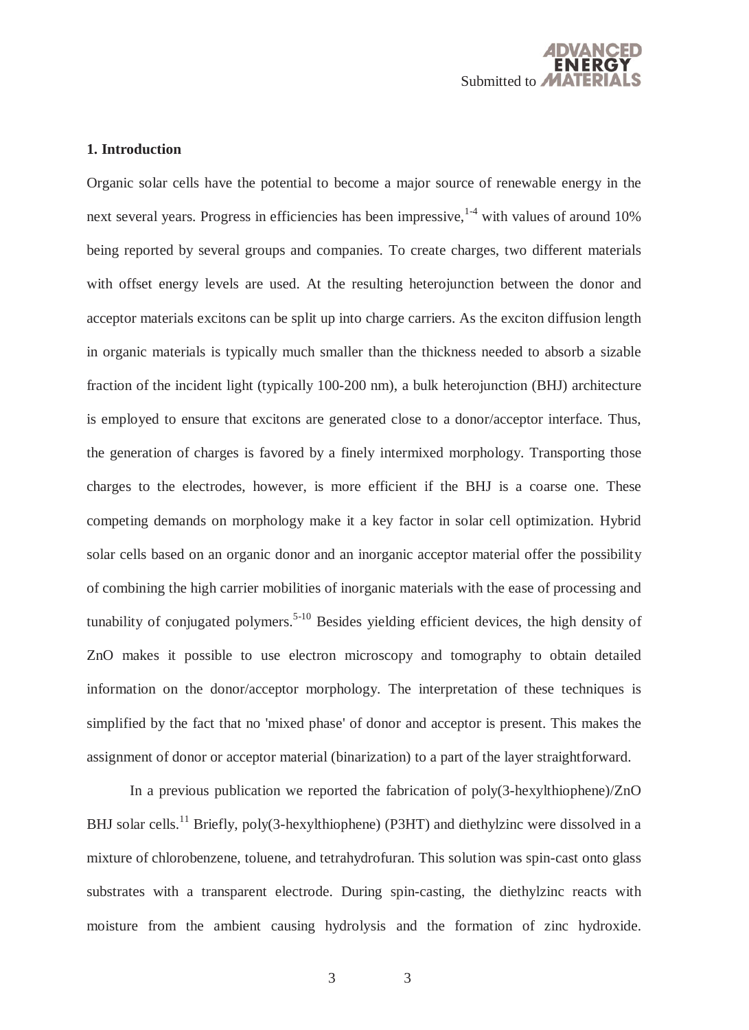## 1. Introduction

Organic solar cells have the potential to become a major source of renewable energy in the next several years. Progress in efficiencies has been impressive,[1-4] with values of around 10% being reported by several groups and companies. To create charges, two different materials with offset energy levels are used. At the resulting heterojunction between the donor and acceptor materials excitons can be split up into charge carriers. As the exciton diffusion length in organic materials is typically much smaller than the thickness needed to absorb a sizable fraction of the incident light (typically 100-200 nm), a bulk heterojunction (BHJ) architecture is employed to ensure that excitons are generated close to a donor/acceptor interface. Thus, the generation of charges is favored by a finely intermixed morphology. Transporting those charges to the electrodes, however, is more efficient if the BHJ is a coarse one. These competing demands on morphology make it a key factor in solar cell optimization. Hybrid solar cells based on an organic donor and an inorganic acceptor material offer the possibility of combining the high carrier mobilities of inorganic materials with the ease of processing and tunability of conjugated polymers.[5-10] Besides yielding efficient devices, the high density of ZnO makes it possible to use electron microscopy and tomography to obtain detailed information on the donor/acceptor morphology. The interpretation of these techniques is simplified by the fact that no 'mixed phase' of donor and acceptor is present. This makes the assignment of donor or acceptor material (binarization) to a part of the layer straightforward.

In a previous publication we reported the fabrication of poly(3-hexylthiophene)/ZnO BHJ solar cells.[11] Briefly, poly(3-hexylthiophene) (P3HT) and diethylzinc were dissolved in a mixture of chlorobenzene, toluene, and tetrahydrofuran. This solution was spin-cast onto glass substrates with a transparent electrode. During spin-casting, the diethylzinc reacts with moisture from the ambient causing hydrolysis and the formation of zinc hydroxide.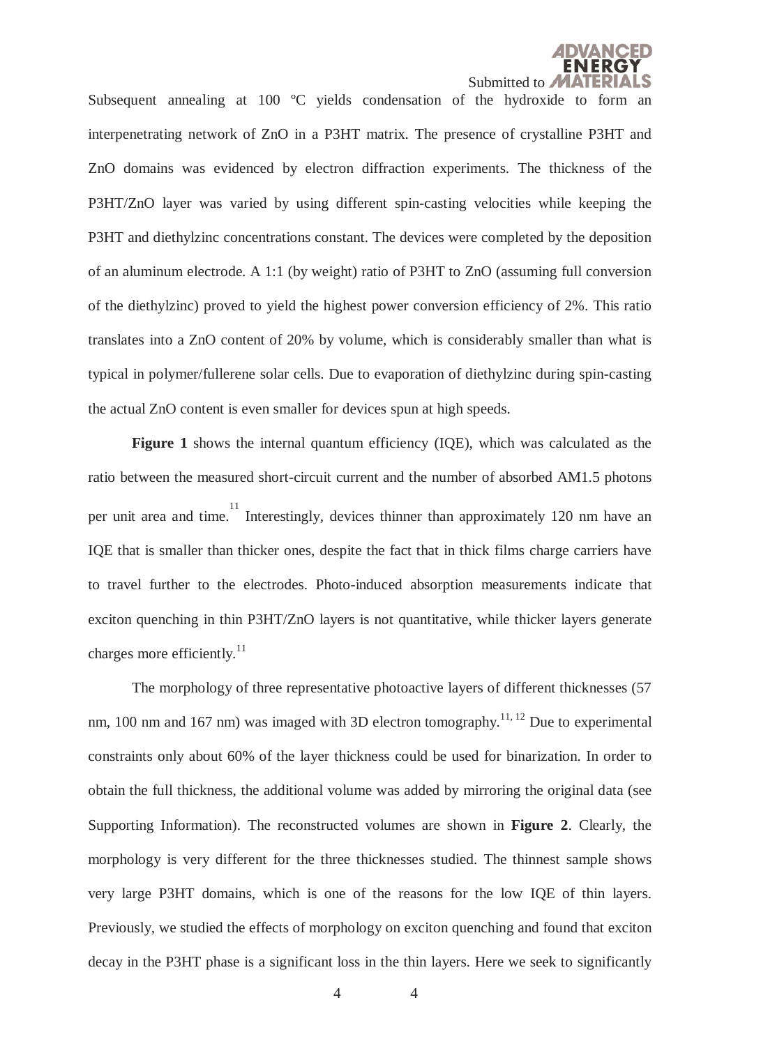Subsequent annealing at 100 ºC yields condensation of the hydroxide to form an interpenetrating network of ZnO in a P3HT matrix. The presence of crystalline P3HT and ZnO domains was evidenced by electron diffraction experiments. The thickness of the P3HT/ZnO layer was varied by using different spin-casting velocities while keeping the P3HT and diethylzinc concentrations constant. The devices were completed by the deposition of an aluminum electrode. A 1:1 (by weight) ratio of P3HT to ZnO (assuming full conversion of the diethylzinc) proved to yield the highest power conversion efficiency of 2%. This ratio translates into a ZnO content of 20% by volume, which is considerably smaller than what is typical in polymer/fullerene solar cells. Due to evaporation of diethylzinc during spin-casting the actual ZnO content is even smaller for devices spun at high speeds.

**Figure 1** shows the internal quantum efficiency (IQE), which was calculated as the ratio between the measured short-circuit current and the number of absorbed AM1.5 photons per unit area and time.[11] Interestingly, devices thinner than approximately 120 nm have an IQE that is smaller than thicker ones, despite the fact that in thick films charge carriers have to travel further to the electrodes. Photo-induced absorption measurements indicate that exciton quenching in thin P3HT/ZnO layers is not quantitative, while thicker layers generate charges more efficiently.[11]

The morphology of three representative photoactive layers of different thicknesses (57 nm, 100 nm and 167 nm) was imaged with 3D electron tomography.[11, 12] Due to experimental constraints only about 60% of the layer thickness could be used for binarization. In order to obtain the full thickness, the additional volume was added by mirroring the original data (see Supporting Information). The reconstructed volumes are shown in **Figure 2**. Clearly, the morphology is very different for the three thicknesses studied. The thinnest sample shows very large P3HT domains, which is one of the reasons for the low IQE of thin layers. Previously, we studied the effects of morphology on exciton quenching and found that exciton decay in the P3HT phase is a significant loss in the thin layers. Here we seek to significantly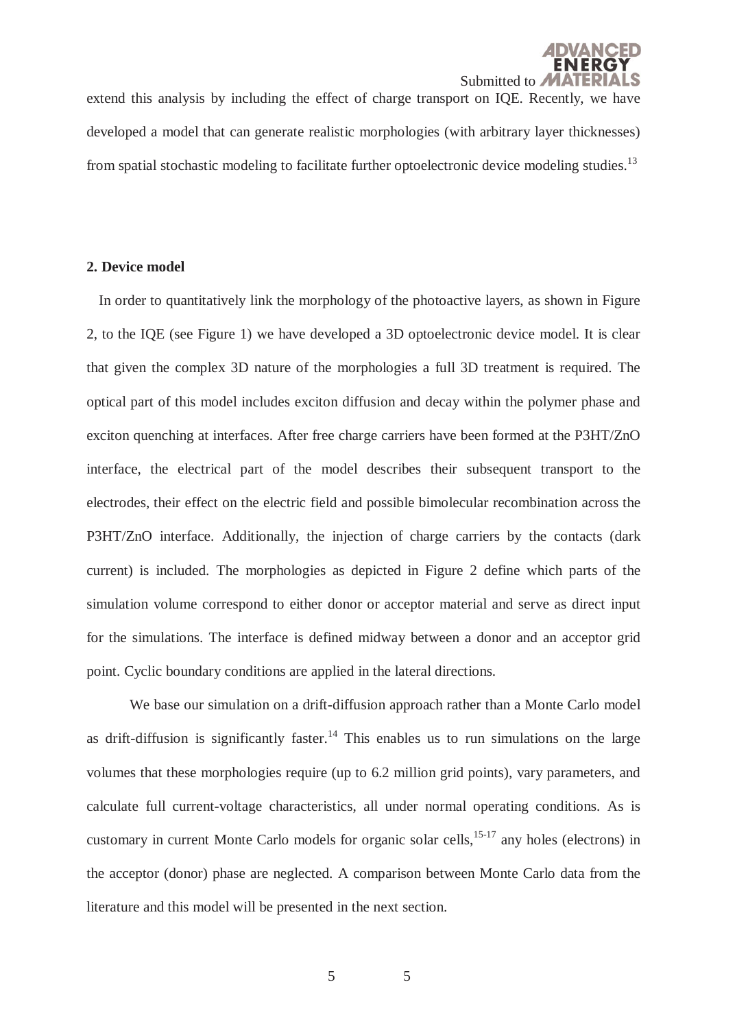extend this analysis by including the effect of charge transport on IQE. Recently, we have developed a model that can generate realistic morphologies (with arbitrary layer thicknesses) from spatial stochastic modeling to facilitate further optoelectronic device modeling studies.[13]

## 2. Device model

In order to quantitatively link the morphology of the photoactive layers, as shown in Figure 2, to the IQE (see Figure 1) we have developed a 3D optoelectronic device model. It is clear that given the complex 3D nature of the morphologies a full 3D treatment is required. The optical part of this model includes exciton diffusion and decay within the polymer phase and exciton quenching at interfaces. After free charge carriers have been formed at the P3HT/ZnO interface, the electrical part of the model describes their subsequent transport to the electrodes, their effect on the electric field and possible bimolecular recombination across the P3HT/ZnO interface. Additionally, the injection of charge carriers by the contacts (dark current) is included. The morphologies as depicted in Figure 2 define which parts of the simulation volume correspond to either donor or acceptor material and serve as direct input for the simulations. The interface is defined midway between a donor and an acceptor grid point. Cyclic boundary conditions are applied in the lateral directions.

We base our simulation on a drift-diffusion approach rather than a Monte Carlo model as drift-diffusion is significantly faster.[14] This enables us to run simulations on the large volumes that these morphologies require (up to 6.2 million grid points), vary parameters, and calculate full current-voltage characteristics, all under normal operating conditions. As is customary in current Monte Carlo models for organic solar cells,[15-17] any holes (electrons) in the acceptor (donor) phase are neglected. A comparison between Monte Carlo data from the literature and this model will be presented in the next section.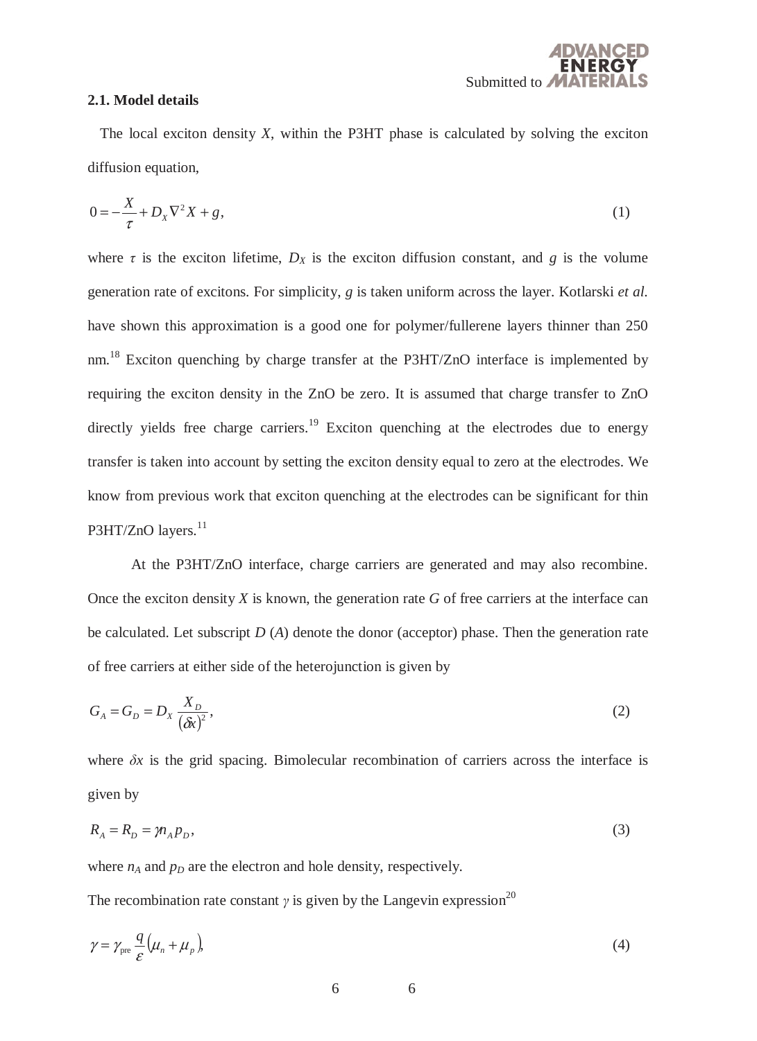### 2.1. Model details

The local exciton density $X$, within the P3HT phase is calculated by solving the exciton diffusion equation,

$$0 = -\frac{X}{\tau} + D_X \nabla^2 X + g, \tag{1}$$

where $\tau$ is the exciton lifetime, $D_X$ is the exciton diffusion constant, and $g$ is the volume generation rate of excitons. For simplicity, $g$ is taken uniform across the layer. Kotlarski *et al.* have shown this approximation is a good one for polymer/fullerene layers thinner than 250 nm.[18] Exciton quenching by charge transfer at the P3HT/ZnO interface is implemented by requiring the exciton density in the ZnO be zero. It is assumed that charge transfer to ZnO directly yields free charge carriers.[19] Exciton quenching at the electrodes due to energy transfer is taken into account by setting the exciton density equal to zero at the electrodes. We know from previous work that exciton quenching at the electrodes can be significant for thin P3HT/ZnO layers.[11]

At the P3HT/ZnO interface, charge carriers are generated and may also recombine. Once the exciton density $X$ is known, the generation rate $G$ of free carriers at the interface can be calculated. Let subscript $D$ ($A$) denote the donor (acceptor) phase. Then the generation rate of free carriers at either side of the heterojunction is given by

$$G_A = G_D = D_X \frac{X_D}{(\delta x)^2}, \tag{2}$$

where $\delta x$ is the grid spacing. Bimolecular recombination of carriers across the interface is given by

$$R_A = R_D = \gamma n_A p_D, \tag{3}$$

where $n_A$ and $p_D$ are the electron and hole density, respectively.

The recombination rate constant $\gamma$ is given by the Langevin expression[20]

$$\gamma = \gamma_{\text{pre}} \frac{q}{\varepsilon} (\mu_n + \mu_p), \tag{4}$$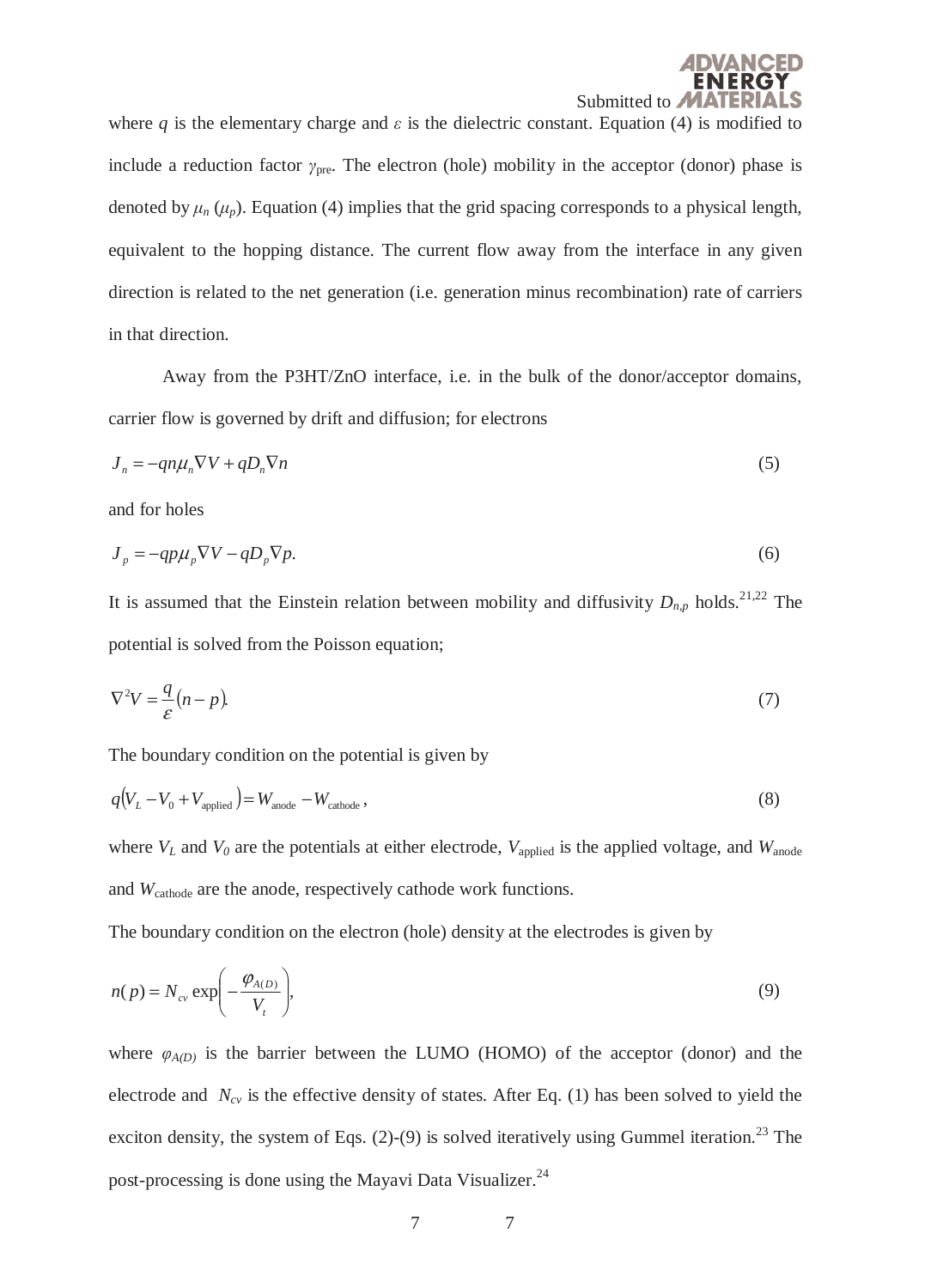where $q$ is the elementary charge and $\varepsilon$ is the dielectric constant. Equation (4) is modified to include a reduction factor $\gamma_{\text{pre}}$. The electron (hole) mobility in the acceptor (donor) phase is denoted by $\mu_n$ ($\mu_p$). Equation (4) implies that the grid spacing corresponds to a physical length, equivalent to the hopping distance. The current flow away from the interface in any given direction is related to the net generation (i.e. generation minus recombination) rate of carriers in that direction.

Away from the P3HT/ZnO interface, i.e. in the bulk of the donor/acceptor domains, carrier flow is governed by drift and diffusion; for electrons

$$J_n = -qn\mu_n \nabla V + qD_n \nabla n \tag{5}$$

and for holes

$$J_p = -qp\mu_p \nabla V - qD_p \nabla p. \tag{6}$$

It is assumed that the Einstein relation between mobility and diffusivity $D_{n,p}$ holds.[21,22] The potential is solved from the Poisson equation;

$$\nabla^2 V = \frac{q}{\varepsilon}(n-p). \tag{7}$$

The boundary condition on the potential is given by

$$q\left(V_L - V_0 + V_{\text{applied}}\right) = W_{\text{anode}} - W_{\text{cathode}}, \tag{8}$$

where $V_L$ and $V_0$ are the potentials at either electrode, $V_{\text{applied}}$ is the applied voltage, and $W_{\text{anode}}$ and $W_{\text{cathode}}$ are the anode, respectively cathode work functions.

The boundary condition on the electron (hole) density at the electrodes is given by

$$n(p) = N_{cv} \exp\left(-\frac{\varphi_{A(D)}}{V_t}\right), \tag{9}$$

where $\varphi_{A(D)}$ is the barrier between the LUMO (HOMO) of the acceptor (donor) and the electrode and $N_{cv}$ is the effective density of states. After Eq. (1) has been solved to yield the exciton density, the system of Eqs. (2)-(9) is solved iteratively using Gummel iteration.[23] The post-processing is done using the Mayavi Data Visualizer.[24]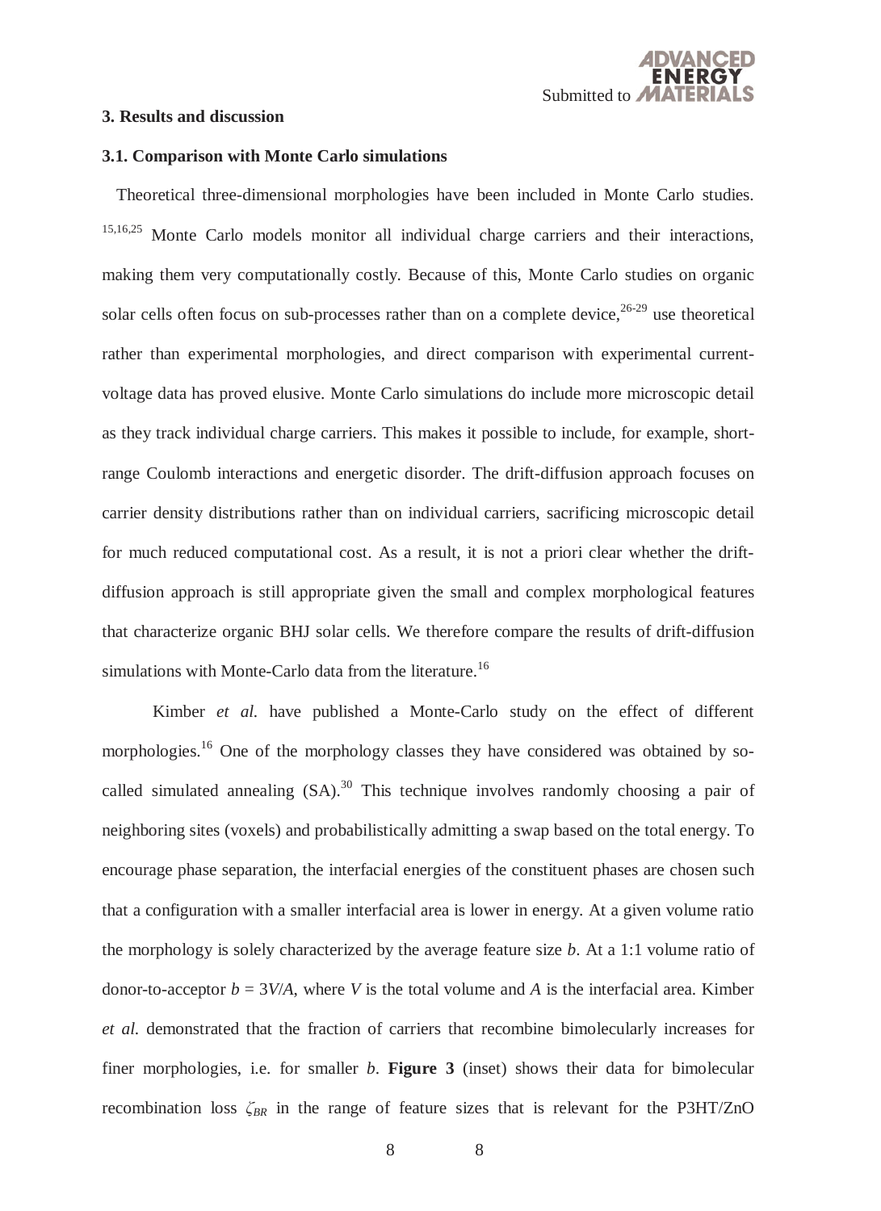### 3. Results and discussion

### 3.1. Comparison with Monte Carlo simulations

Theoretical three-dimensional morphologies have been included in Monte Carlo studies. [15,16,25] Monte Carlo models monitor all individual charge carriers and their interactions, making them very computationally costly. Because of this, Monte Carlo studies on organic solar cells often focus on sub-processes rather than on a complete device,[26-29] use theoretical rather than experimental morphologies, and direct comparison with experimental current-voltage data has proved elusive. Monte Carlo simulations do include more microscopic detail as they track individual charge carriers. This makes it possible to include, for example, short-range Coulomb interactions and energetic disorder. The drift-diffusion approach focuses on carrier density distributions rather than on individual carriers, sacrificing microscopic detail for much reduced computational cost. As a result, it is not a priori clear whether the drift-diffusion approach is still appropriate given the small and complex morphological features that characterize organic BHJ solar cells. We therefore compare the results of drift-diffusion simulations with Monte-Carlo data from the literature.[16]

Kimber *et al.* have published a Monte-Carlo study on the effect of different morphologies.[16] One of the morphology classes they have considered was obtained by so-called simulated annealing (SA).[30] This technique involves randomly choosing a pair of neighboring sites (voxels) and probabilistically admitting a swap based on the total energy. To encourage phase separation, the interfacial energies of the constituent phases are chosen such that a configuration with a smaller interfacial area is lower in energy. At a given volume ratio the morphology is solely characterized by the average feature size $b$. At a 1:1 volume ratio of donor-to-acceptor $b = 3V/A$, where $V$ is the total volume and $A$ is the interfacial area. Kimber *et al.* demonstrated that the fraction of carriers that recombine bimolecularly increases for finer morphologies, i.e. for smaller $b$. **Figure 3** (inset) shows their data for bimolecular recombination loss $\zeta_{BR}$ in the range of feature sizes that is relevant for the P3HT/ZnO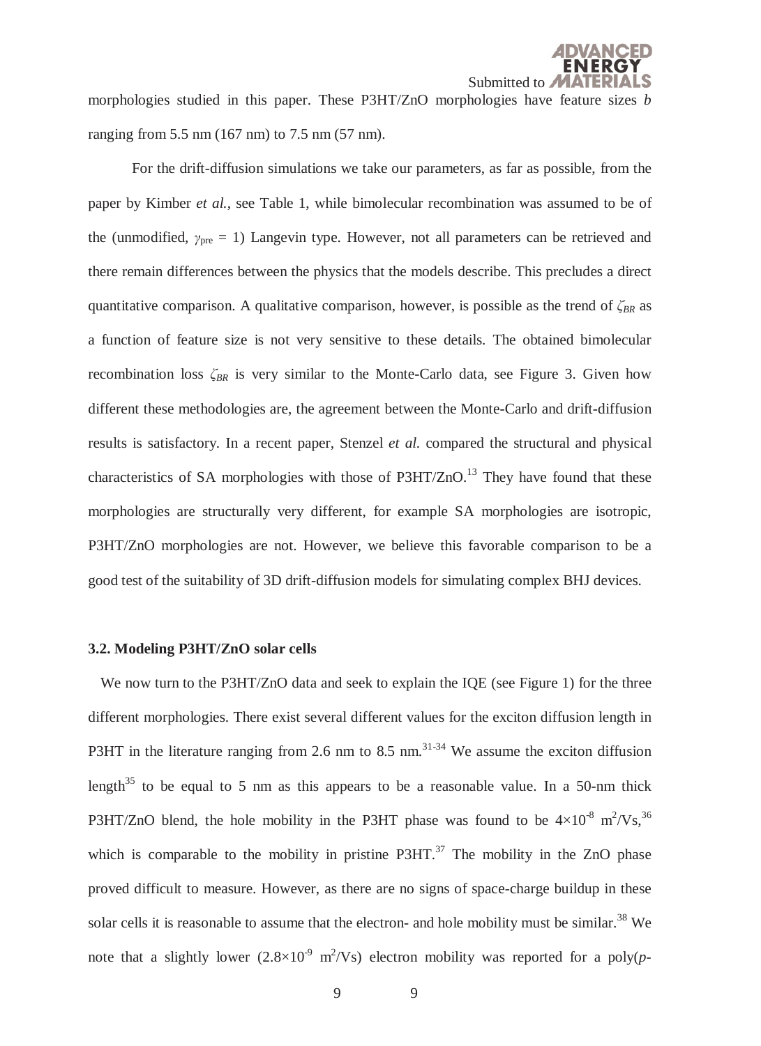morphologies studied in this paper. These P3HT/ZnO morphologies have feature sizes *b* ranging from 5.5 nm (167 nm) to 7.5 nm (57 nm).

For the drift-diffusion simulations we take our parameters, as far as possible, from the paper by Kimber *et al.*, see Table 1, while bimolecular recombination was assumed to be of the (unmodified, $\gamma_{pre} = 1$) Langevin type. However, not all parameters can be retrieved and there remain differences between the physics that the models describe. This precludes a direct quantitative comparison. A qualitative comparison, however, is possible as the trend of $\zeta_{BR}$ as a function of feature size is not very sensitive to these details. The obtained bimolecular recombination loss $\zeta_{BR}$ is very similar to the Monte-Carlo data, see Figure 3. Given how different these methodologies are, the agreement between the Monte-Carlo and drift-diffusion results is satisfactory. In a recent paper, Stenzel *et al.* compared the structural and physical characteristics of SA morphologies with those of P3HT/ZnO.[13] They have found that these morphologies are structurally very different, for example SA morphologies are isotropic, P3HT/ZnO morphologies are not. However, we believe this favorable comparison to be a good test of the suitability of 3D drift-diffusion models for simulating complex BHJ devices.

### 3.2. Modeling P3HT/ZnO solar cells

We now turn to the P3HT/ZnO data and seek to explain the IQE (see Figure 1) for the three different morphologies. There exist several different values for the exciton diffusion length in P3HT in the literature ranging from 2.6 nm to 8.5 nm.[31-34] We assume the exciton diffusion length[35] to be equal to 5 nm as this appears to be a reasonable value. In a 50-nm thick P3HT/ZnO blend, the hole mobility in the P3HT phase was found to be $4\times10^{-8}$ $m^2/Vs$,[36] which is comparable to the mobility in pristine P3HT.[37] The mobility in the ZnO phase proved difficult to measure. However, as there are no signs of space-charge buildup in these solar cells it is reasonable to assume that the electron- and hole mobility must be similar.[38] We note that a slightly lower ($2.8\times10^{-9}$ $m^2/Vs$) electron mobility was reported for a poly(*p*-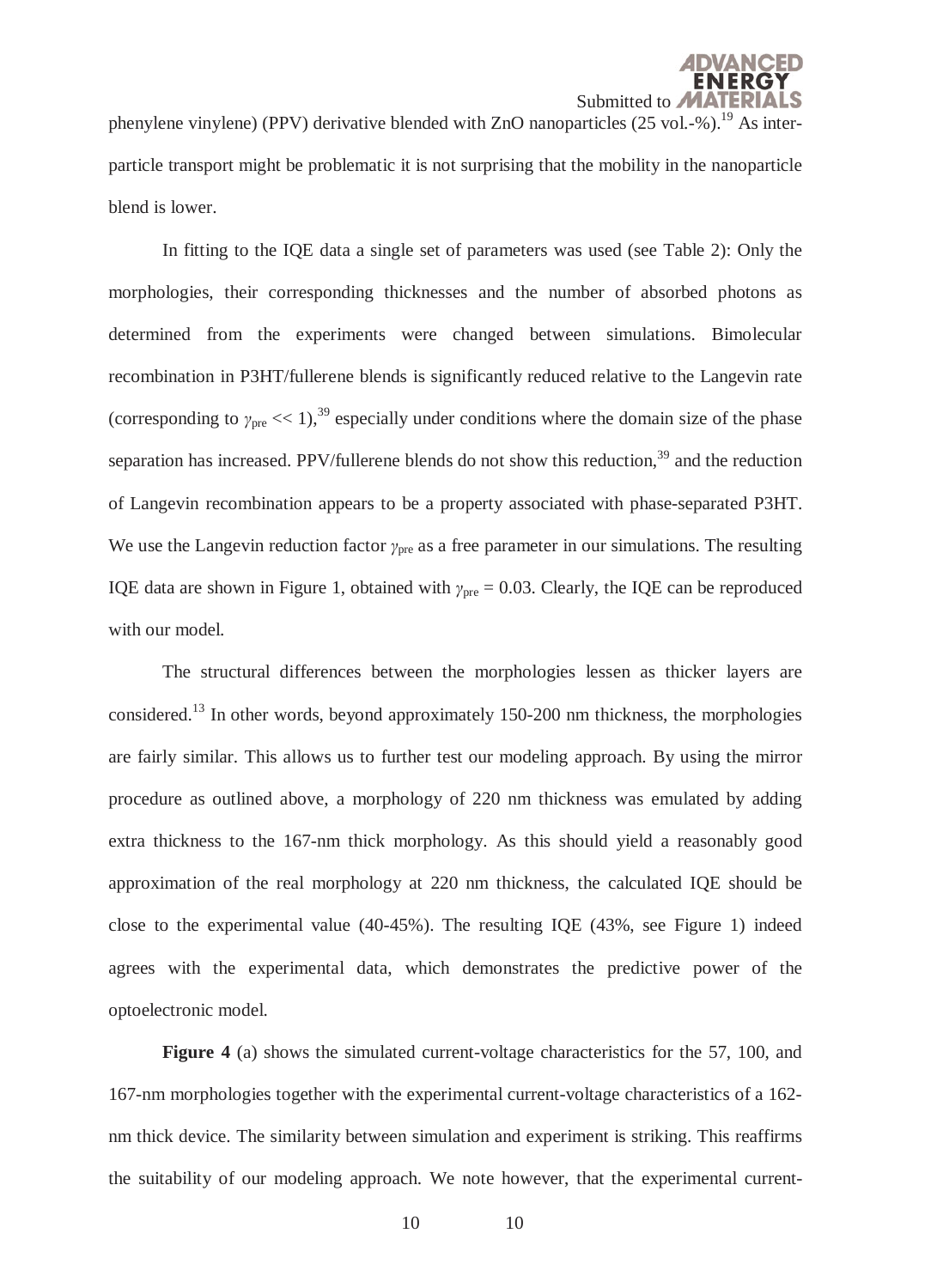phenylene vinylene) (PPV) derivative blended with ZnO nanoparticles (25 vol.-%).[19] As inter-particle transport might be problematic it is not surprising that the mobility in the nanoparticle blend is lower.

In fitting to the IQE data a single set of parameters was used (see Table 2): Only the morphologies, their corresponding thicknesses and the number of absorbed photons as determined from the experiments were changed between simulations. Bimolecular recombination in P3HT/fullerene blends is significantly reduced relative to the Langevin rate (corresponding to $\gamma_{pre} << 1$),[39] especially under conditions where the domain size of the phase separation has increased. PPV/fullerene blends do not show this reduction,[39] and the reduction of Langevin recombination appears to be a property associated with phase-separated P3HT. We use the Langevin reduction factor $\gamma_{pre}$ as a free parameter in our simulations. The resulting IQE data are shown in Figure 1, obtained with $\gamma_{pre} = 0.03$. Clearly, the IQE can be reproduced with our model.

The structural differences between the morphologies lessen as thicker layers are considered.[13] In other words, beyond approximately 150-200 nm thickness, the morphologies are fairly similar. This allows us to further test our modeling approach. By using the mirror procedure as outlined above, a morphology of 220 nm thickness was emulated by adding extra thickness to the 167-nm thick morphology. As this should yield a reasonably good approximation of the real morphology at 220 nm thickness, the calculated IQE should be close to the experimental value (40-45%). The resulting IQE (43%, see Figure 1) indeed agrees with the experimental data, which demonstrates the predictive power of the optoelectronic model.

**Figure 4** (a) shows the simulated current-voltage characteristics for the 57, 100, and 167-nm morphologies together with the experimental current-voltage characteristics of a 162-nm thick device. The similarity between simulation and experiment is striking. This reaffirms the suitability of our modeling approach. We note however, that the experimental current-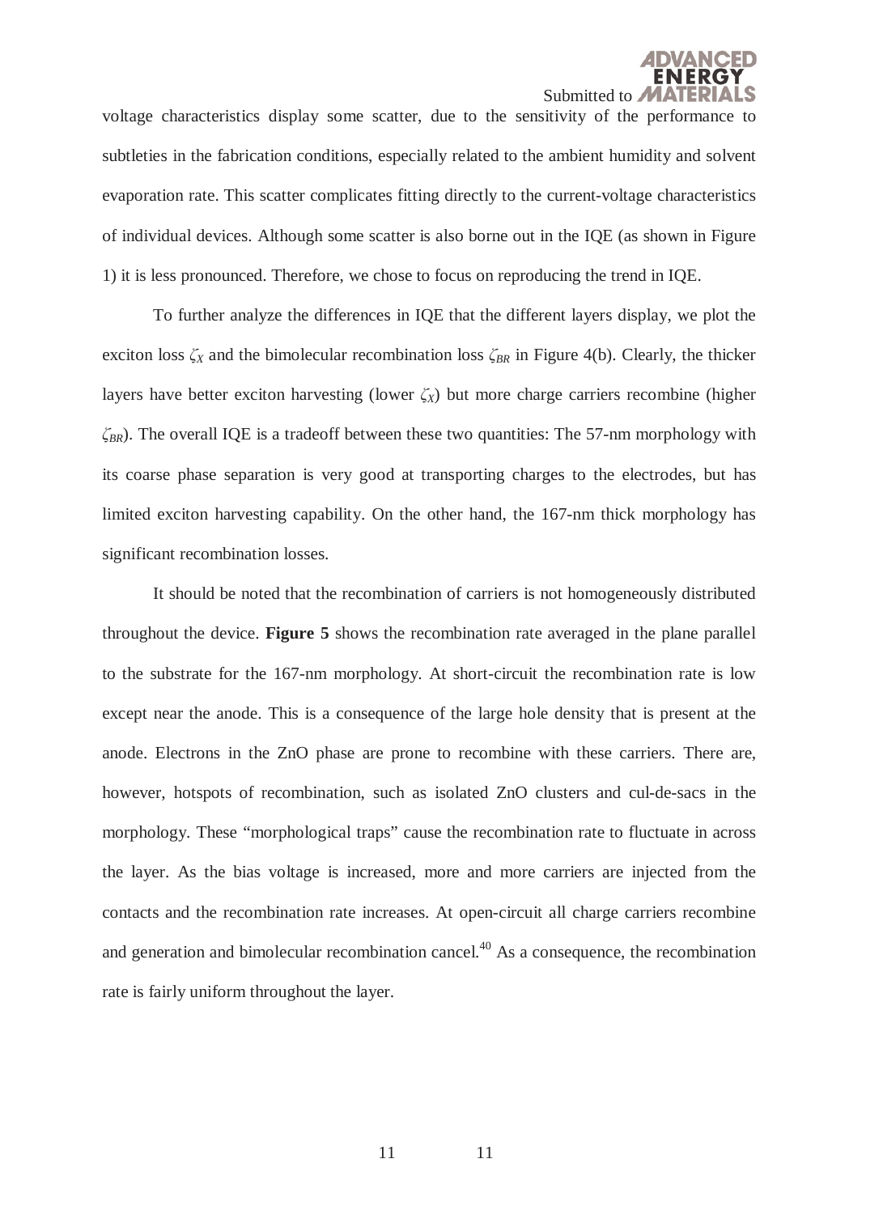voltage characteristics display some scatter, due to the sensitivity of the performance to subtleties in the fabrication conditions, especially related to the ambient humidity and solvent evaporation rate. This scatter complicates fitting directly to the current-voltage characteristics of individual devices. Although some scatter is also borne out in the IQE (as shown in Figure 1) it is less pronounced. Therefore, we chose to focus on reproducing the trend in IQE.

To further analyze the differences in IQE that the different layers display, we plot the exciton loss $\zeta_X$ and the bimolecular recombination loss $\zeta_{BR}$ in Figure 4(b). Clearly, the thicker layers have better exciton harvesting (lower $\zeta_X$) but more charge carriers recombine (higher $\zeta_{BR}$). The overall IQE is a tradeoff between these two quantities: The 57-nm morphology with its coarse phase separation is very good at transporting charges to the electrodes, but has limited exciton harvesting capability. On the other hand, the 167-nm thick morphology has significant recombination losses.

It should be noted that the recombination of carriers is not homogeneously distributed throughout the device. **Figure 5** shows the recombination rate averaged in the plane parallel to the substrate for the 167-nm morphology. At short-circuit the recombination rate is low except near the anode. This is a consequence of the large hole density that is present at the anode. Electrons in the ZnO phase are prone to recombine with these carriers. There are, however, hotspots of recombination, such as isolated ZnO clusters and cul-de-sacs in the morphology. These "morphological traps" cause the recombination rate to fluctuate in across the layer. As the bias voltage is increased, more and more carriers are injected from the contacts and the recombination rate increases. At open-circuit all charge carriers recombine and generation and bimolecular recombination cancel.[40] As a consequence, the recombination rate is fairly uniform throughout the layer.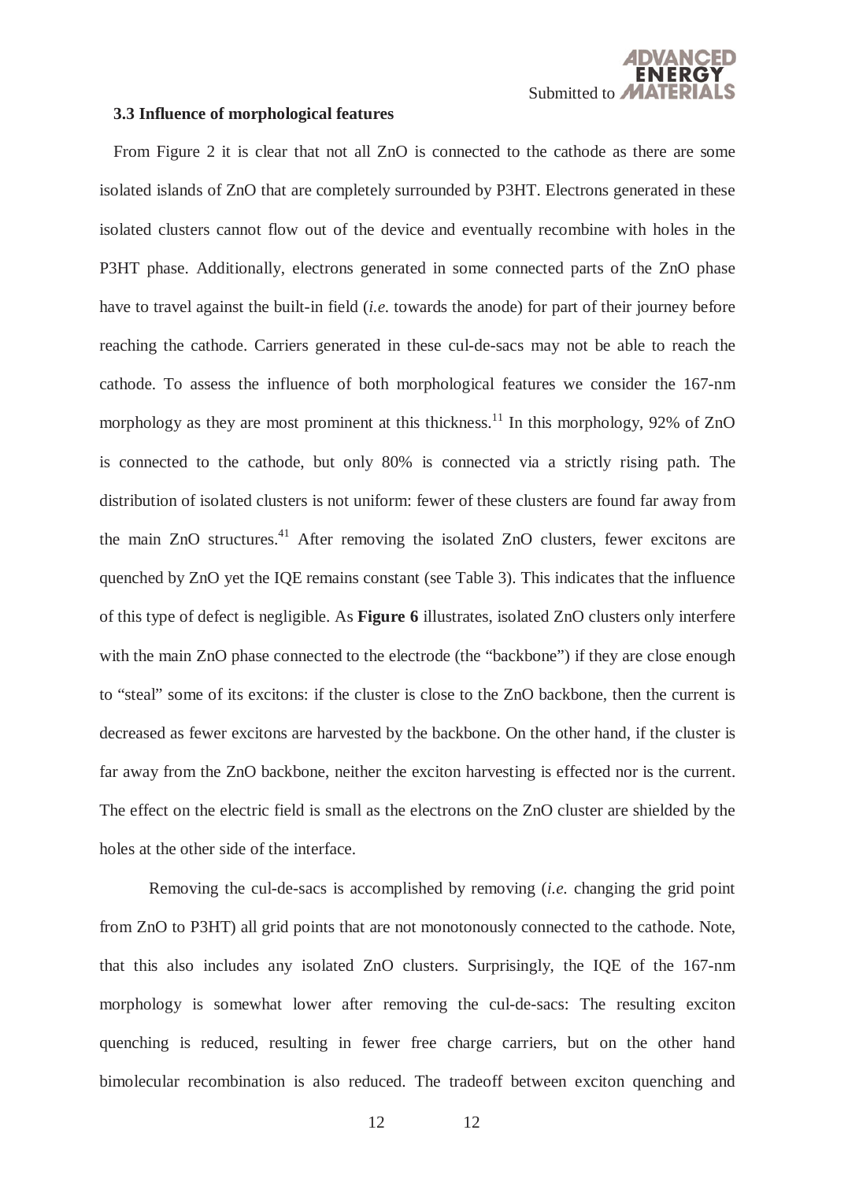### 3.3 Influence of morphological features

From Figure 2 it is clear that not all ZnO is connected to the cathode as there are some isolated islands of ZnO that are completely surrounded by P3HT. Electrons generated in these isolated clusters cannot flow out of the device and eventually recombine with holes in the P3HT phase. Additionally, electrons generated in some connected parts of the ZnO phase have to travel against the built-in field (*i.e.* towards the anode) for part of their journey before reaching the cathode. Carriers generated in these cul-de-sacs may not be able to reach the cathode. To assess the influence of both morphological features we consider the 167-nm morphology as they are most prominent at this thickness.[11] In this morphology, 92% of ZnO is connected to the cathode, but only 80% is connected via a strictly rising path. The distribution of isolated clusters is not uniform: fewer of these clusters are found far away from the main ZnO structures.[41] After removing the isolated ZnO clusters, fewer excitons are quenched by ZnO yet the IQE remains constant (see Table 3). This indicates that the influence of this type of defect is negligible. As **Figure 6** illustrates, isolated ZnO clusters only interfere with the main ZnO phase connected to the electrode (the "backbone") if they are close enough to "steal" some of its excitons: if the cluster is close to the ZnO backbone, then the current is decreased as fewer excitons are harvested by the backbone. On the other hand, if the cluster is far away from the ZnO backbone, neither the exciton harvesting is effected nor is the current. The effect on the electric field is small as the electrons on the ZnO cluster are shielded by the holes at the other side of the interface.

Removing the cul-de-sacs is accomplished by removing (*i.e.* changing the grid point from ZnO to P3HT) all grid points that are not monotonously connected to the cathode. Note, that this also includes any isolated ZnO clusters. Surprisingly, the IQE of the 167-nm morphology is somewhat lower after removing the cul-de-sacs: The resulting exciton quenching is reduced, resulting in fewer free charge carriers, but on the other hand bimolecular recombination is also reduced. The tradeoff between exciton quenching and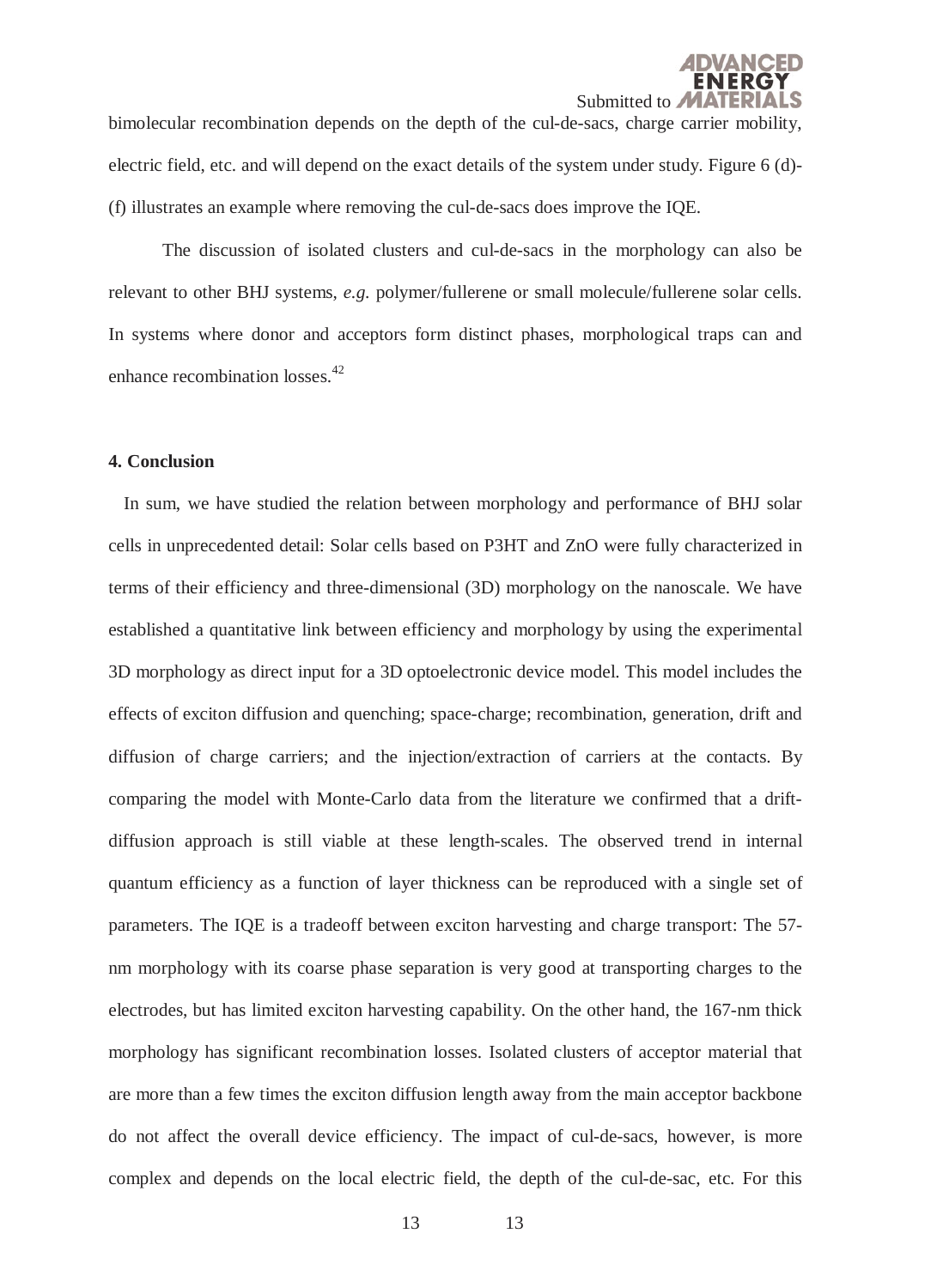bimolecular recombination depends on the depth of the cul-de-sacs, charge carrier mobility, electric field, etc. and will depend on the exact details of the system under study. Figure 6 (d)-(f) illustrates an example where removing the cul-de-sacs does improve the IQE.

The discussion of isolated clusters and cul-de-sacs in the morphology can also be relevant to other BHJ systems, *e.g.* polymer/fullerene or small molecule/fullerene solar cells. In systems where donor and acceptors form distinct phases, morphological traps can and enhance recombination losses.[42]

**4. Conclusion**

In sum, we have studied the relation between morphology and performance of BHJ solar cells in unprecedented detail: Solar cells based on P3HT and ZnO were fully characterized in terms of their efficiency and three-dimensional (3D) morphology on the nanoscale. We have established a quantitative link between efficiency and morphology by using the experimental 3D morphology as direct input for a 3D optoelectronic device model. This model includes the effects of exciton diffusion and quenching; space-charge; recombination, generation, drift and diffusion of charge carriers; and the injection/extraction of carriers at the contacts. By comparing the model with Monte-Carlo data from the literature we confirmed that a drift-diffusion approach is still viable at these length-scales. The observed trend in internal quantum efficiency as a function of layer thickness can be reproduced with a single set of parameters. The IQE is a tradeoff between exciton harvesting and charge transport: The 57-nm morphology with its coarse phase separation is very good at transporting charges to the electrodes, but has limited exciton harvesting capability. On the other hand, the 167-nm thick morphology has significant recombination losses. Isolated clusters of acceptor material that are more than a few times the exciton diffusion length away from the main acceptor backbone do not affect the overall device efficiency. The impact of cul-de-sacs, however, is more complex and depends on the local electric field, the depth of the cul-de-sac, etc. For this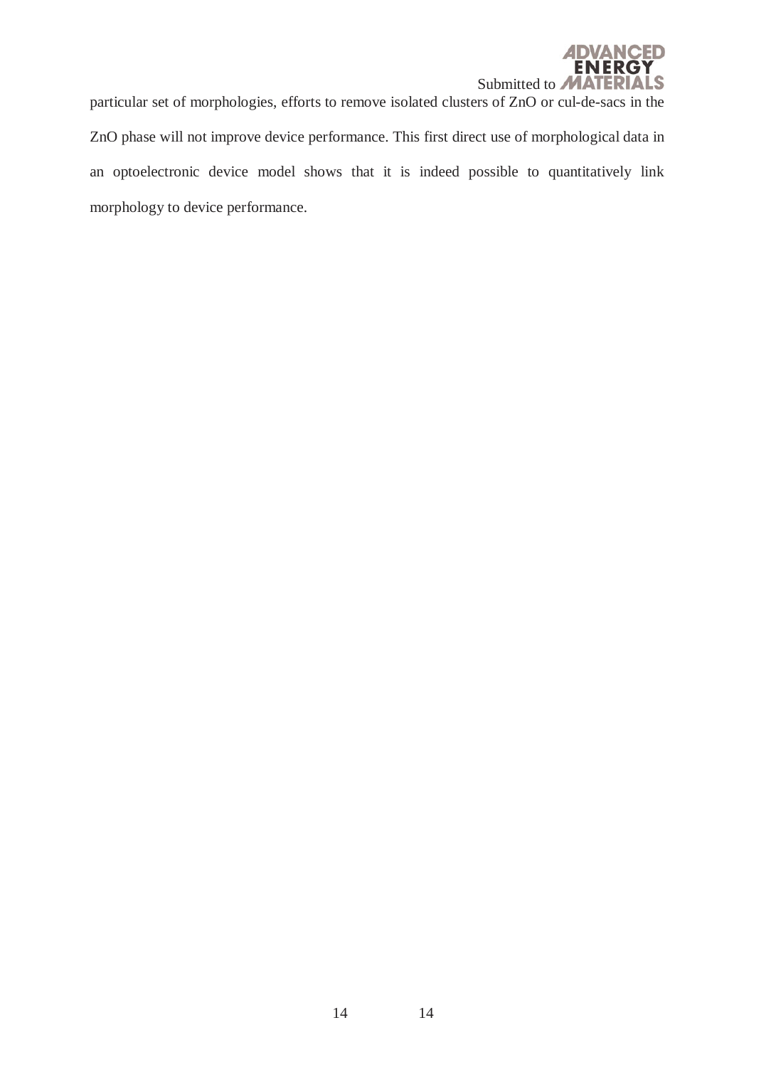particular set of morphologies, efforts to remove isolated clusters of ZnO or cul-de-sacs in the ZnO phase will not improve device performance. This first direct use of morphological data in an optoelectronic device model shows that it is indeed possible to quantitatively link morphology to device performance.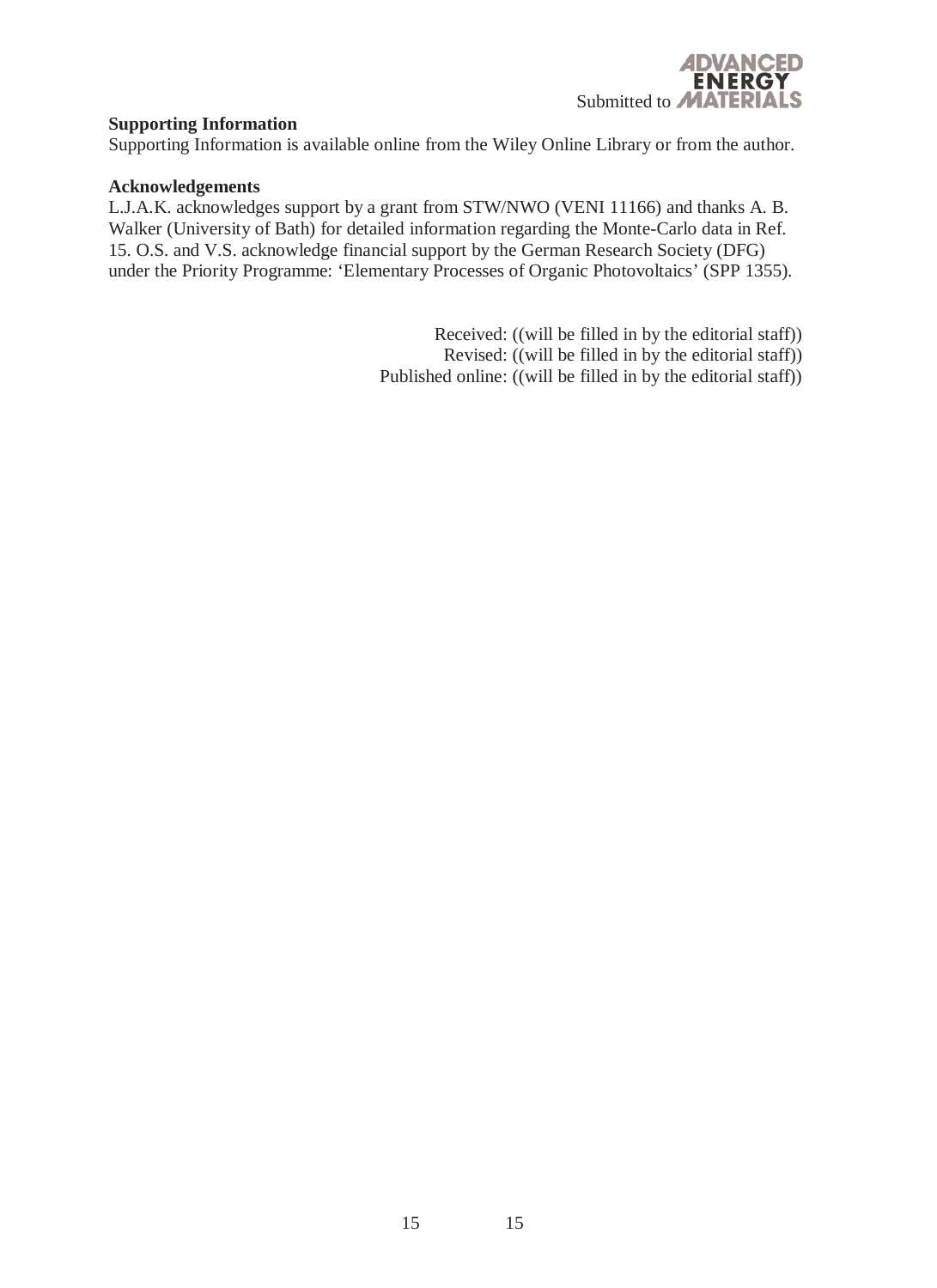**Supporting Information**

Supporting Information is available online from the Wiley Online Library or from the author.

**Acknowledgements**

L.J.A.K. acknowledges support by a grant from STW/NWO (VENI 11166) and thanks A. B. Walker (University of Bath) for detailed information regarding the Monte-Carlo data in Ref. 15. O.S. and V.S. acknowledge financial support by the German Research Society (DFG) under the Priority Programme: 'Elementary Processes of Organic Photovoltaics' (SPP 1355).

Received: ((will be filled in by the editorial staff))
Revised: ((will be filled in by the editorial staff))
Published online: ((will be filled in by the editorial staff))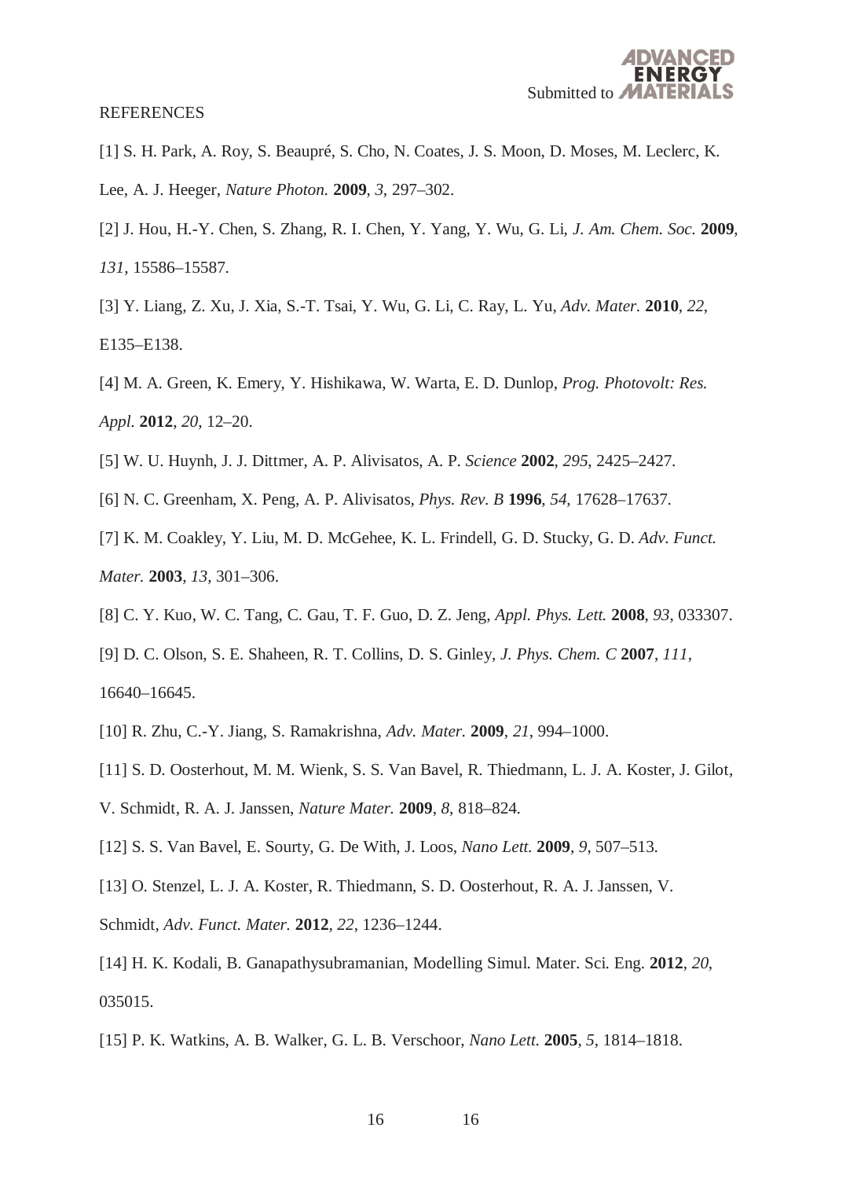REFERENCES

[1] S. H. Park, A. Roy, S. Beaupré, S. Cho, N. Coates, J. S. Moon, D. Moses, M. Leclerc, K. Lee, A. J. Heeger, *Nature Photon.* **2009**, *3*, 297–302.

[2] J. Hou, H.-Y. Chen, S. Zhang, R. I. Chen, Y. Yang, Y. Wu, G. Li, *J. Am. Chem. Soc.* **2009**, *131*, 15586–15587.

[3] Y. Liang, Z. Xu, J. Xia, S.-T. Tsai, Y. Wu, G. Li, C. Ray, L. Yu, *Adv. Mater.* **2010**, *22*, E135–E138.

[4] M. A. Green, K. Emery, Y. Hishikawa, W. Warta, E. D. Dunlop, *Prog. Photovolt: Res. Appl.* **2012**, *20*, 12–20.

[5] W. U. Huynh, J. J. Dittmer, A. P. Alivisatos, A. P. *Science* **2002**, *295*, 2425–2427.

[6] N. C. Greenham, X. Peng, A. P. Alivisatos, *Phys. Rev. B* **1996**, *54*, 17628–17637.

[7] K. M. Coakley, Y. Liu, M. D. McGehee, K. L. Frindell, G. D. Stucky, G. D. *Adv. Funct. Mater.* **2003**, *13*, 301–306.

[8] C. Y. Kuo, W. C. Tang, C. Gau, T. F. Guo, D. Z. Jeng, *Appl. Phys. Lett.* **2008**, *93*, 033307.

[9] D. C. Olson, S. E. Shaheen, R. T. Collins, D. S. Ginley, *J. Phys. Chem. C* **2007**, *111*, 16640–16645.

[10] R. Zhu, C.-Y. Jiang, S. Ramakrishna, *Adv. Mater.* **2009**, *21*, 994–1000.

[11] S. D. Oosterhout, M. M. Wienk, S. S. Van Bavel, R. Thiedmann, L. J. A. Koster, J. Gilot, V. Schmidt, R. A. J. Janssen, *Nature Mater.* **2009**, *8*, 818–824.

[12] S. S. Van Bavel, E. Sourty, G. De With, J. Loos, *Nano Lett.* **2009**, *9*, 507–513.

[13] O. Stenzel, L. J. A. Koster, R. Thiedmann, S. D. Oosterhout, R. A. J. Janssen, V. Schmidt, *Adv. Funct. Mater.* **2012**, *22*, 1236–1244.

[14] H. K. Kodali, B. Ganapathysubramanian, Modelling Simul. Mater. Sci. Eng. **2012**, *20*, 035015.

[15] P. K. Watkins, A. B. Walker, G. L. B. Verschoor, *Nano Lett.* **2005**, *5*, 1814–1818.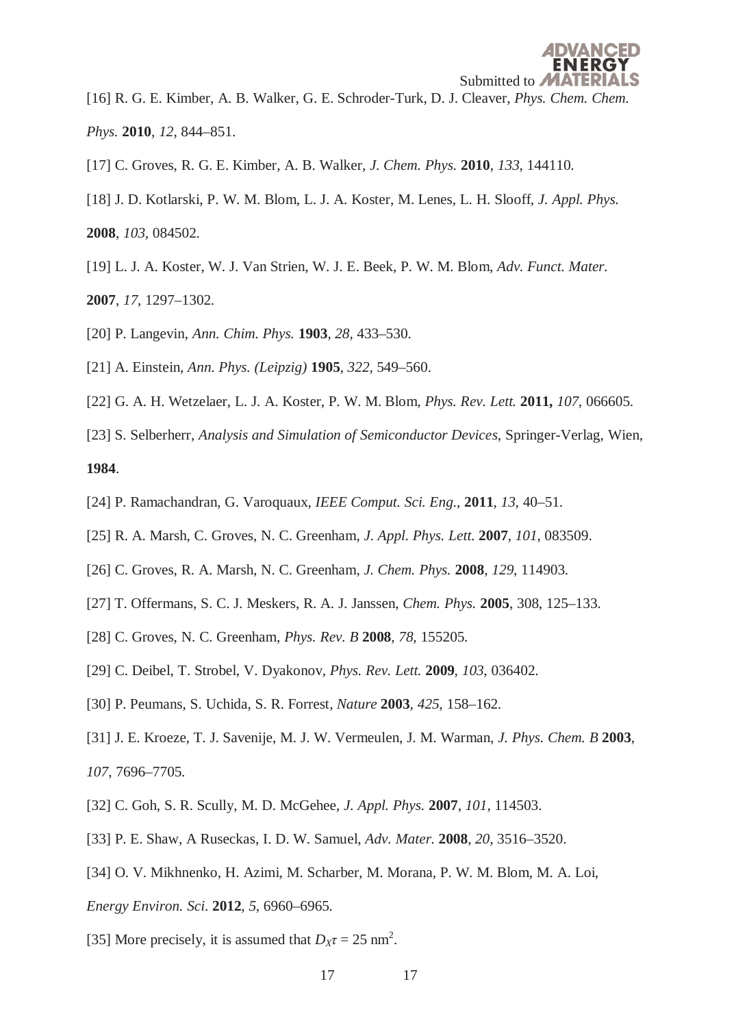[16] R. G. E. Kimber, A. B. Walker, G. E. Schroder-Turk, D. J. Cleaver, *Phys. Chem. Chem. Phys.* **2010**, *12*, 844–851.

[17] C. Groves, R. G. E. Kimber, A. B. Walker, *J. Chem. Phys.* **2010**, *133*, 144110.

[18] J. D. Kotlarski, P. W. M. Blom, L. J. A. Koster, M. Lenes, L. H. Slooff, *J. Appl. Phys.* **2008**, *103*, 084502.

[19] L. J. A. Koster, W. J. Van Strien, W. J. E. Beek, P. W. M. Blom, *Adv. Funct. Mater.* **2007**, *17*, 1297–1302.

[20] P. Langevin, *Ann. Chim. Phys.* **1903**, *28*, 433–530.

[21] A. Einstein, *Ann. Phys. (Leipzig)* **1905**, *322*, 549–560.

[22] G. A. H. Wetzelaer, L. J. A. Koster, P. W. M. Blom, *Phys. Rev. Lett.* **2011,** *107*, 066605.

[23] S. Selberherr, *Analysis and Simulation of Semiconductor Devices*, Springer-Verlag, Wien, **1984**.

[24] P. Ramachandran, G. Varoquaux, *IEEE Comput. Sci. Eng.*, **2011**, *13*, 40–51.

[25] R. A. Marsh, C. Groves, N. C. Greenham, *J. Appl. Phys. Lett.* **2007**, *101*, 083509.

[26] C. Groves, R. A. Marsh, N. C. Greenham, *J. Chem. Phys.* **2008**, *129*, 114903.

[27] T. Offermans, S. C. J. Meskers, R. A. J. Janssen, *Chem. Phys.* **2005**, 308, 125–133.

[28] C. Groves, N. C. Greenham, *Phys. Rev. B* **2008**, *78*, 155205.

[29] C. Deibel, T. Strobel, V. Dyakonov, *Phys. Rev. Lett.* **2009**, *103*, 036402.

[30] P. Peumans, S. Uchida, S. R. Forrest, *Nature* **2003**, *425*, 158–162.

[31] J. E. Kroeze, T. J. Savenije, M. J. W. Vermeulen, J. M. Warman, *J. Phys. Chem. B* **2003**, *107*, 7696–7705.

[32] C. Goh, S. R. Scully, M. D. McGehee, *J. Appl. Phys.* **2007**, *101*, 114503.

[33] P. E. Shaw, A Ruseckas, I. D. W. Samuel, *Adv. Mater.* **2008**, *20*, 3516–3520.

[34] O. V. Mikhnenko, H. Azimi, M. Scharber, M. Morana, P. W. M. Blom, M. A. Loi, *Energy Environ. Sci*. **2012**, *5*, 6960–6965.

[35] More precisely, it is assumed that $D_X\tau = 25$ nm$^2$.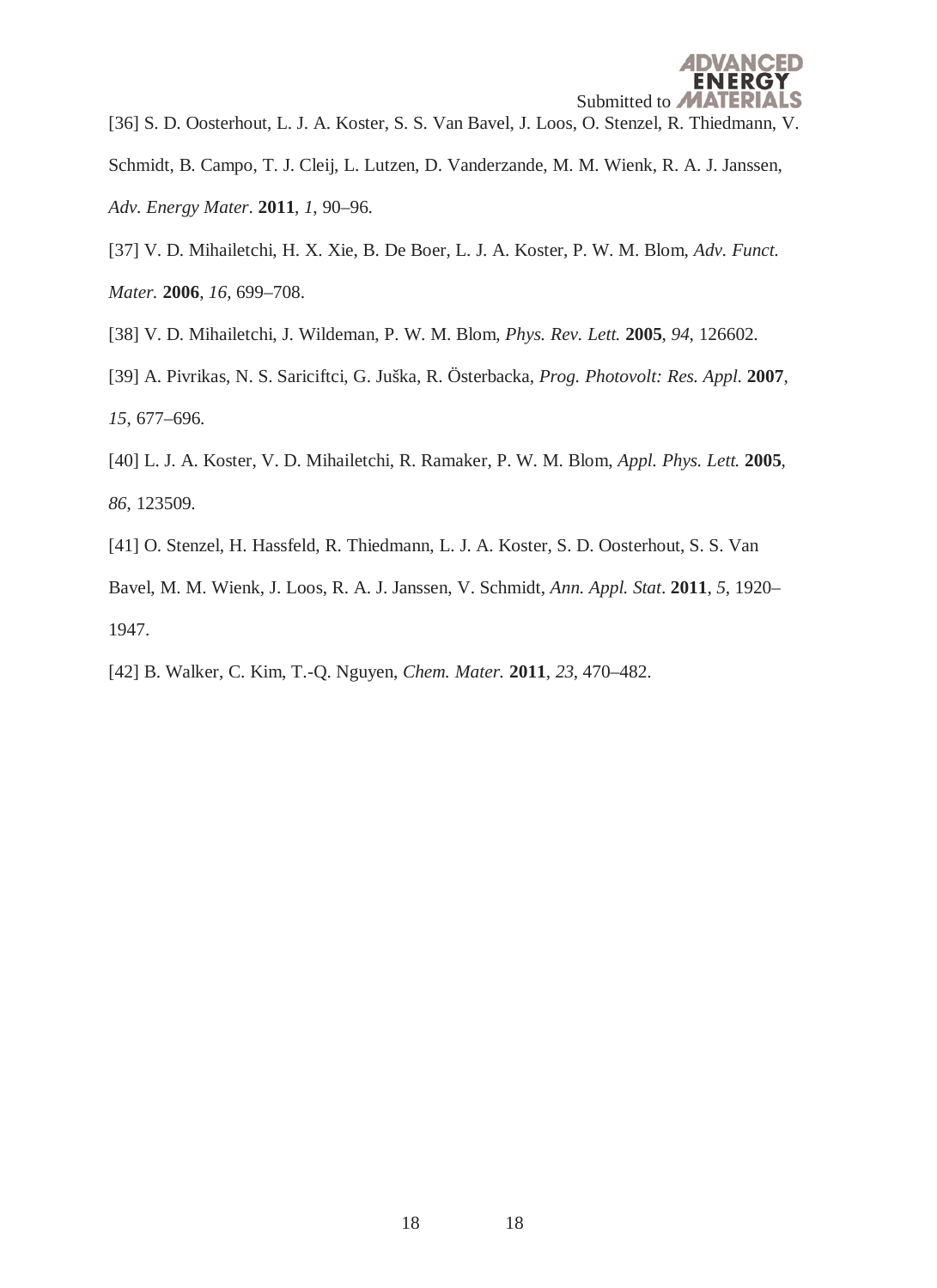[36] S. D. Oosterhout, L. J. A. Koster, S. S. Van Bavel, J. Loos, O. Stenzel, R. Thiedmann, V. Schmidt, B. Campo, T. J. Cleij, L. Lutzen, D. Vanderzande, M. M. Wienk, R. A. J. Janssen, *Adv. Energy Mater*. **2011**, *1*, 90–96.

[37] V. D. Mihailetchi, H. X. Xie, B. De Boer, L. J. A. Koster, P. W. M. Blom, *Adv. Funct. Mater.* **2006**, *16*, 699–708.

[38] V. D. Mihailetchi, J. Wildeman, P. W. M. Blom, *Phys. Rev. Lett.* **2005**, *94*, 126602.

[39] A. Pivrikas, N. S. Sariciftci, G. Juška, R. Österbacka, *Prog. Photovolt: Res. Appl.* **2007**, *15*, 677–696.

[40] L. J. A. Koster, V. D. Mihailetchi, R. Ramaker, P. W. M. Blom, *Appl. Phys. Lett.* **2005**, *86*, 123509.

[41] O. Stenzel, H. Hassfeld, R. Thiedmann, L. J. A. Koster, S. D. Oosterhout, S. S. Van Bavel, M. M. Wienk, J. Loos, R. A. J. Janssen, V. Schmidt, *Ann. Appl. Stat*. **2011**, *5*, 1920–1947.

[42] B. Walker, C. Kim, T.-Q. Nguyen, *Chem. Mater.* **2011**, *23*, 470–482.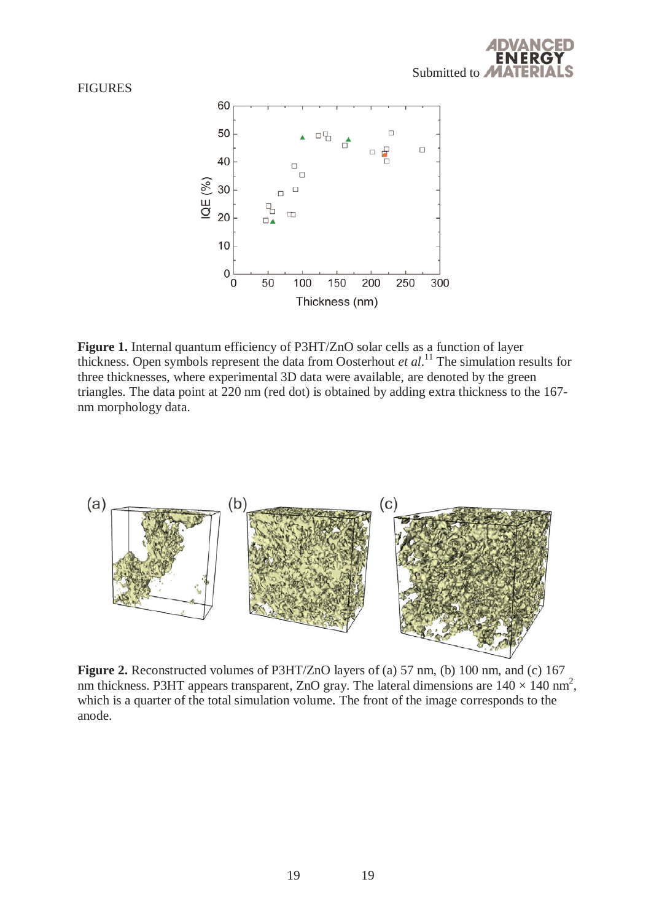FIGURES

**Figure 1.** Internal quantum efficiency of P3HT/ZnO solar cells as a function of layer thickness. Open symbols represent the data from Oosterhout *et al.*[11] The simulation results for three thicknesses, where experimental 3D data were available, are denoted by the green triangles. The data point at 220 nm (red dot) is obtained by adding extra thickness to the 167-nm morphology data.

**Figure 2.** Reconstructed volumes of P3HT/ZnO layers of (a) 57 nm, (b) 100 nm, and (c) 167 nm thickness. P3HT appears transparent, ZnO gray. The lateral dimensions are 140 × 140 $nm^2$, which is a quarter of the total simulation volume. The front of the image corresponds to the anode.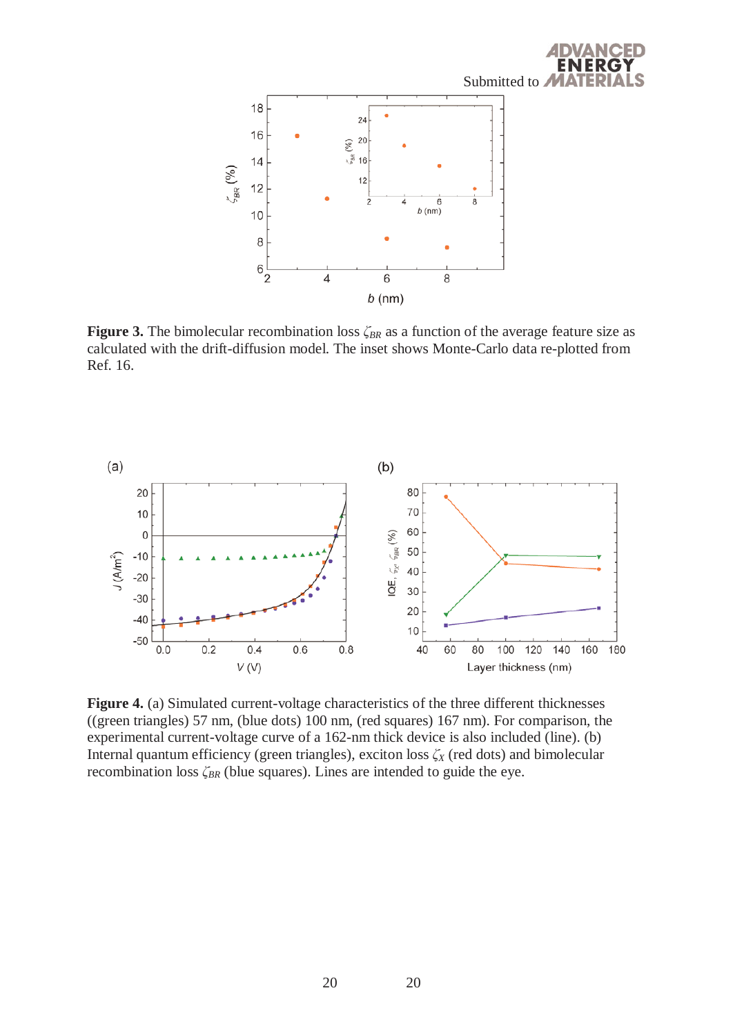**Figure 3.** The bimolecular recombination loss $\zeta_{BR}$ as a function of the average feature size as calculated with the drift-diffusion model. The inset shows Monte-Carlo data re-plotted from Ref. 16.

**Figure 4.** (a) Simulated current-voltage characteristics of the three different thicknesses ((green triangles) 57 nm, (blue dots) 100 nm, (red squares) 167 nm). For comparison, the experimental current-voltage curve of a 162-nm thick device is also included (line). (b) Internal quantum efficiency (green triangles), exciton loss $\zeta_X$ (red dots) and bimolecular recombination loss $\zeta_{BR}$ (blue squares). Lines are intended to guide the eye.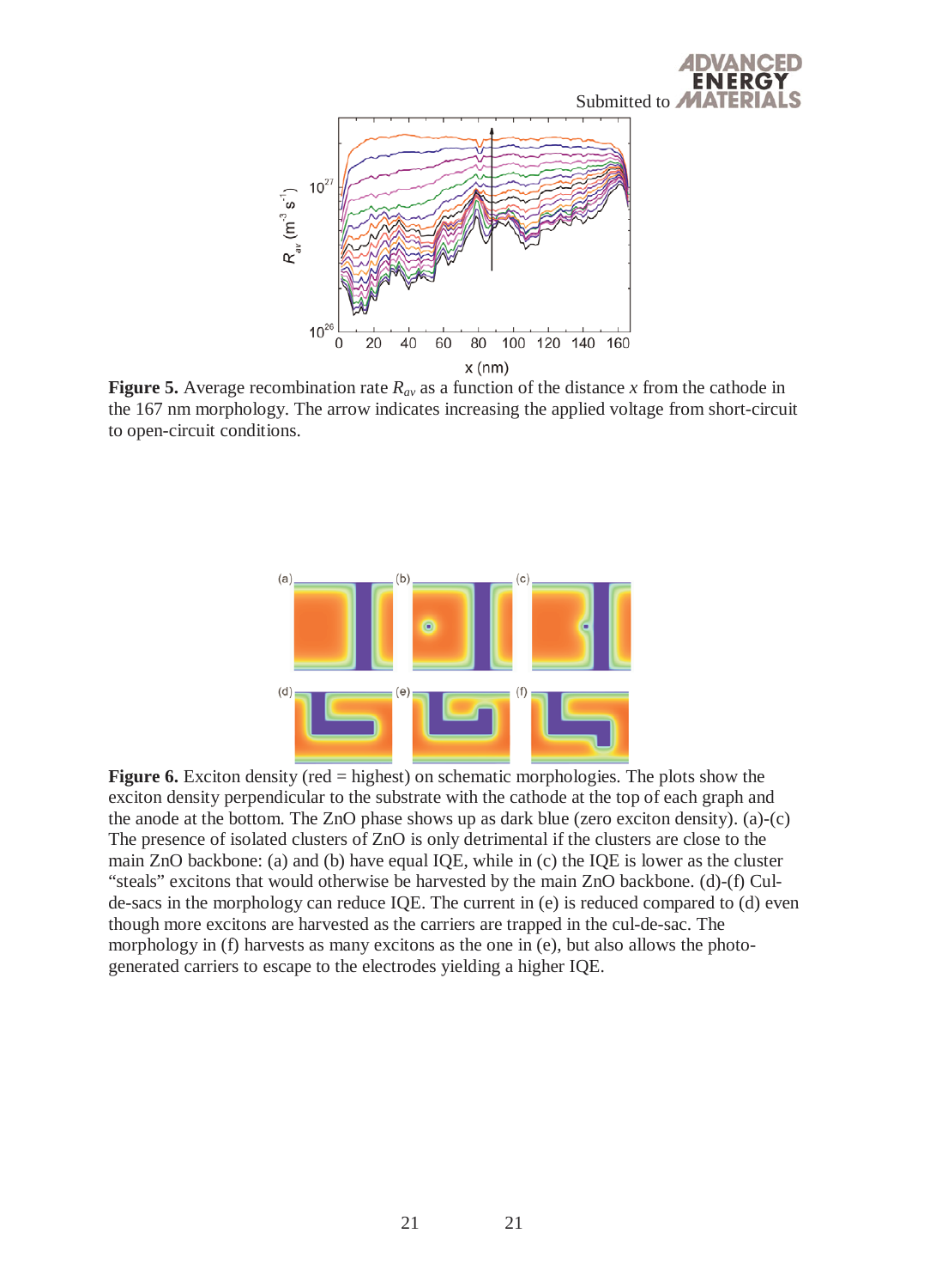**Figure 5.** Average recombination rate $R_{av}$ as a function of the distance $x$ from the cathode in the 167 nm morphology. The arrow indicates increasing the applied voltage from short-circuit to open-circuit conditions.

**Figure 6.** Exciton density (red = highest) on schematic morphologies. The plots show the exciton density perpendicular to the substrate with the cathode at the top of each graph and the anode at the bottom. The ZnO phase shows up as dark blue (zero exciton density). (a)-(c) The presence of isolated clusters of ZnO is only detrimental if the clusters are close to the main ZnO backbone: (a) and (b) have equal IQE, while in (c) the IQE is lower as the cluster "steals" excitons that would otherwise be harvested by the main ZnO backbone. (d)-(f) Cul-de-sacs in the morphology can reduce IQE. The current in (e) is reduced compared to (d) even though more excitons are harvested as the carriers are trapped in the cul-de-sac. The morphology in (f) harvests as many excitons as the one in (e), but also allows the photo-generated carriers to escape to the electrodes yielding a higher IQE.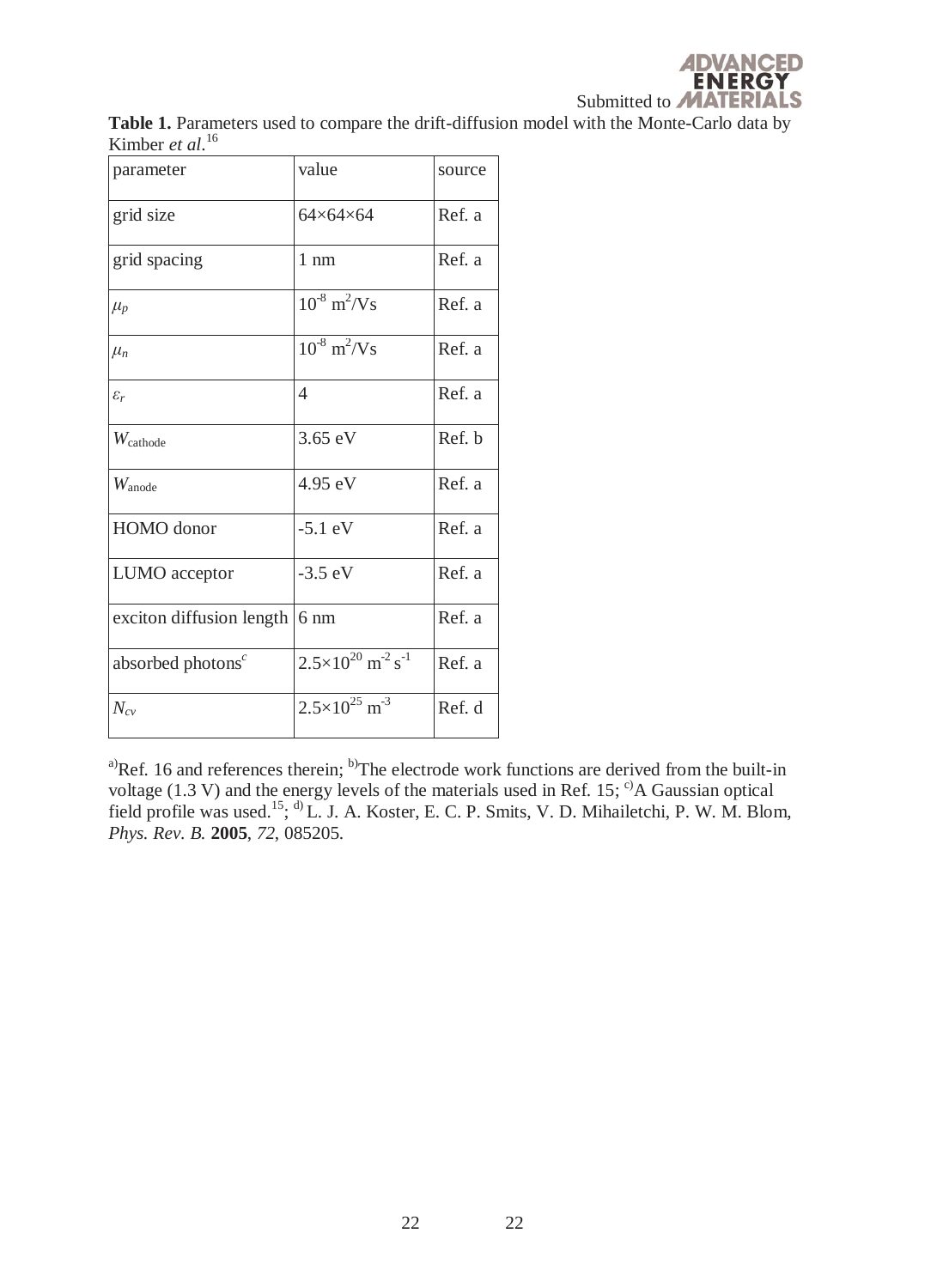**Table 1.** Parameters used to compare the drift-diffusion model with the Monte-Carlo data by Kimber *et al*.[16]

| parameter | value | source |
|---|---|---|
| grid size | 64×64×64 | Ref. a |
| grid spacing | 1 nm | Ref. a |
| $\mu_p$ | $10^{-8}$ m$^2$/Vs | Ref. a |
| $\mu_n$ | $10^{-8}$ m$^2$/Vs | Ref. a |
| $\varepsilon_r$ | 4 | Ref. a |
| $W_{\mathrm{cathode}}$ | 3.65 eV | Ref. b |
| $W_{\mathrm{anode}}$ | 4.95 eV | Ref. a |
| HOMO donor | -5.1 eV | Ref. a |
| LUMO acceptor | -3.5 eV | Ref. a |
| exciton diffusion length | 6 nm | Ref. a |
| absorbed photons[c] | $2.5\times10^{20}$ m$^{-2}$ s$^{-1}$ | Ref. a |
| $N_{cv}$ | $2.5\times10^{25}$ m$^{-3}$ | Ref. d |

[a)]Ref. 16 and references therein; [b)]The electrode work functions are derived from the built-in voltage (1.3 V) and the energy levels of the materials used in Ref. 15; [c)]A Gaussian optical field profile was used.[15]; [d)] L. J. A. Koster, E. C. P. Smits, V. D. Mihailetchi, P. W. M. Blom, *Phys. Rev. B.* **2005**, *72*, 085205.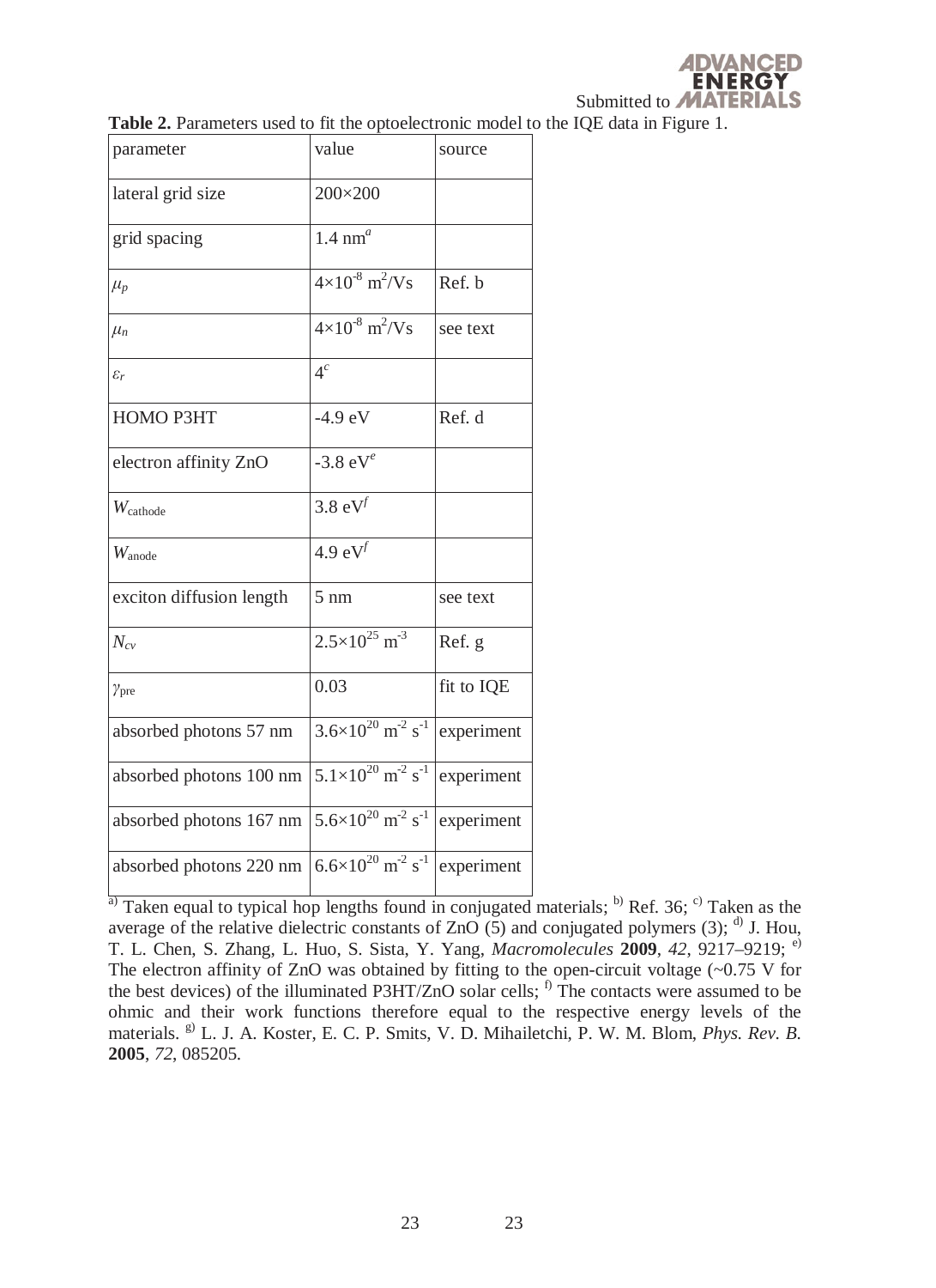**Table 2.** Parameters used to fit the optoelectronic model to the IQE data in Figure 1.

| parameter | value | source |
|---|---|---|
| lateral grid size | 200×200 | |
| grid spacing | 1.4 nm[a] | |
| $\mu_p$ | $4\times10^{-8}$ m$^2$/Vs | Ref. b |
| $\mu_n$ | $4\times10^{-8}$ m$^2$/Vs | see text |
| $\varepsilon_r$ | 4[c] | |
| HOMO P3HT | -4.9 eV | Ref. d |
| electron affinity ZnO | -3.8 eV[e] | |
| $W_{\mathrm{cathode}}$ | 3.8 eV[f] | |
| $W_{\mathrm{anode}}$ | 4.9 eV[f] | |
| exciton diffusion length | 5 nm | see text |
| $N_{cv}$ | $2.5\times10^{25}$ m$^{-3}$ | Ref. g |
| $\gamma_{\mathrm{pre}}$ | 0.03 | fit to IQE |
| absorbed photons 57 nm | $3.6\times10^{20}$ m$^{-2}$ s$^{-1}$ | experiment |
| absorbed photons 100 nm | $5.1\times10^{20}$ m$^{-2}$ s$^{-1}$ | experiment |
| absorbed photons 167 nm | $5.6\times10^{20}$ m$^{-2}$ s$^{-1}$ | experiment |
| absorbed photons 220 nm | $6.6\times10^{20}$ m$^{-2}$ s$^{-1}$ | experiment |

[a)] Taken equal to typical hop lengths found in conjugated materials; [b)] Ref. 36; [c)] Taken as the average of the relative dielectric constants of ZnO (5) and conjugated polymers (3); [d)] J. Hou, T. L. Chen, S. Zhang, L. Huo, S. Sista, Y. Yang, *Macromolecules* **2009**, *42*, 9217–9219; [e)] The electron affinity of ZnO was obtained by fitting to the open-circuit voltage (~0.75 V for the best devices) of the illuminated P3HT/ZnO solar cells; [f)] The contacts were assumed to be ohmic and their work functions therefore equal to the respective energy levels of the materials. [g)] L. J. A. Koster, E. C. P. Smits, V. D. Mihailetchi, P. W. M. Blom, *Phys. Rev. B.* **2005**, *72*, 085205.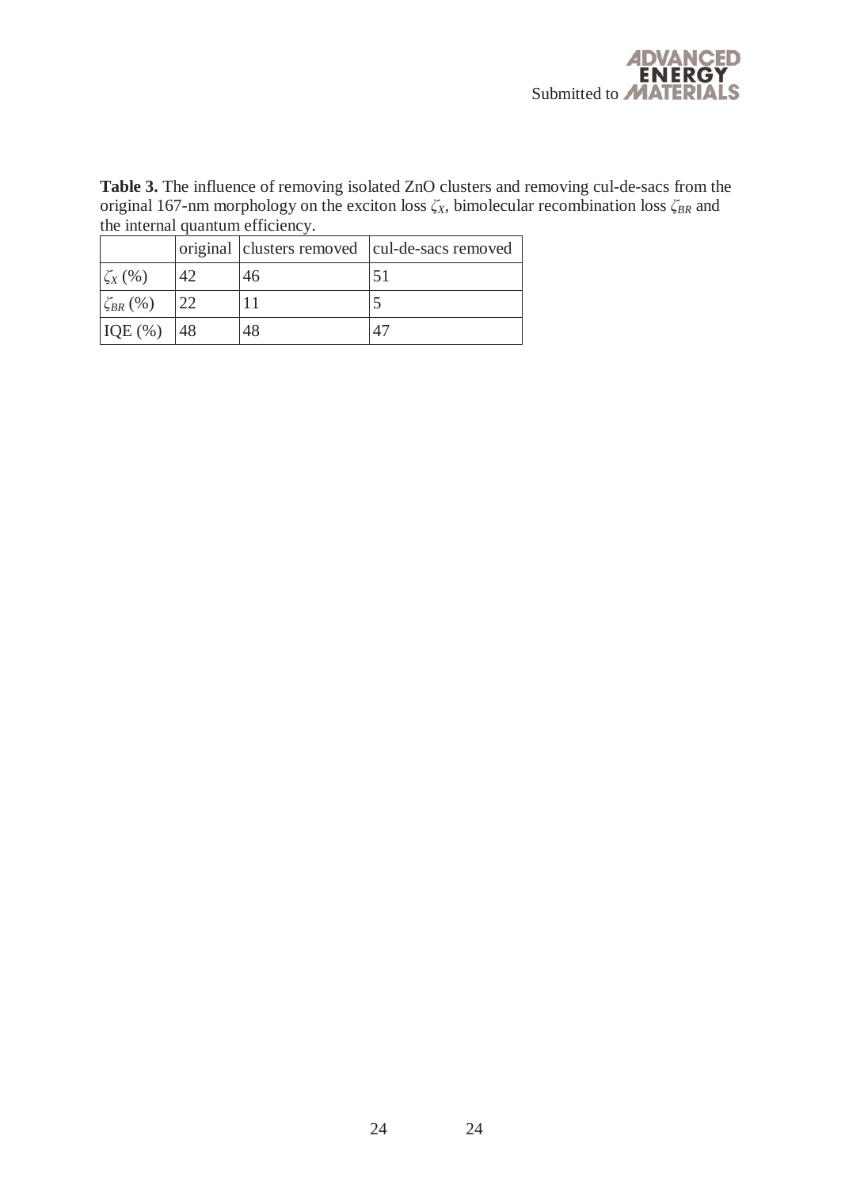**Table 3.** The influence of removing isolated ZnO clusters and removing cul-de-sacs from the original 167-nm morphology on the exciton loss $\zeta_X$, bimolecular recombination loss $\zeta_{BR}$ and the internal quantum efficiency.

| | original | clusters removed | cul-de-sacs removed |
| --- | --- | --- | --- |
| $\zeta_X$ (%) | 42 | 46 | 51 |
| $\zeta_{BR}$ (%) | 22 | 11 | 5 |
| IQE (%) | 48 | 48 | 47 |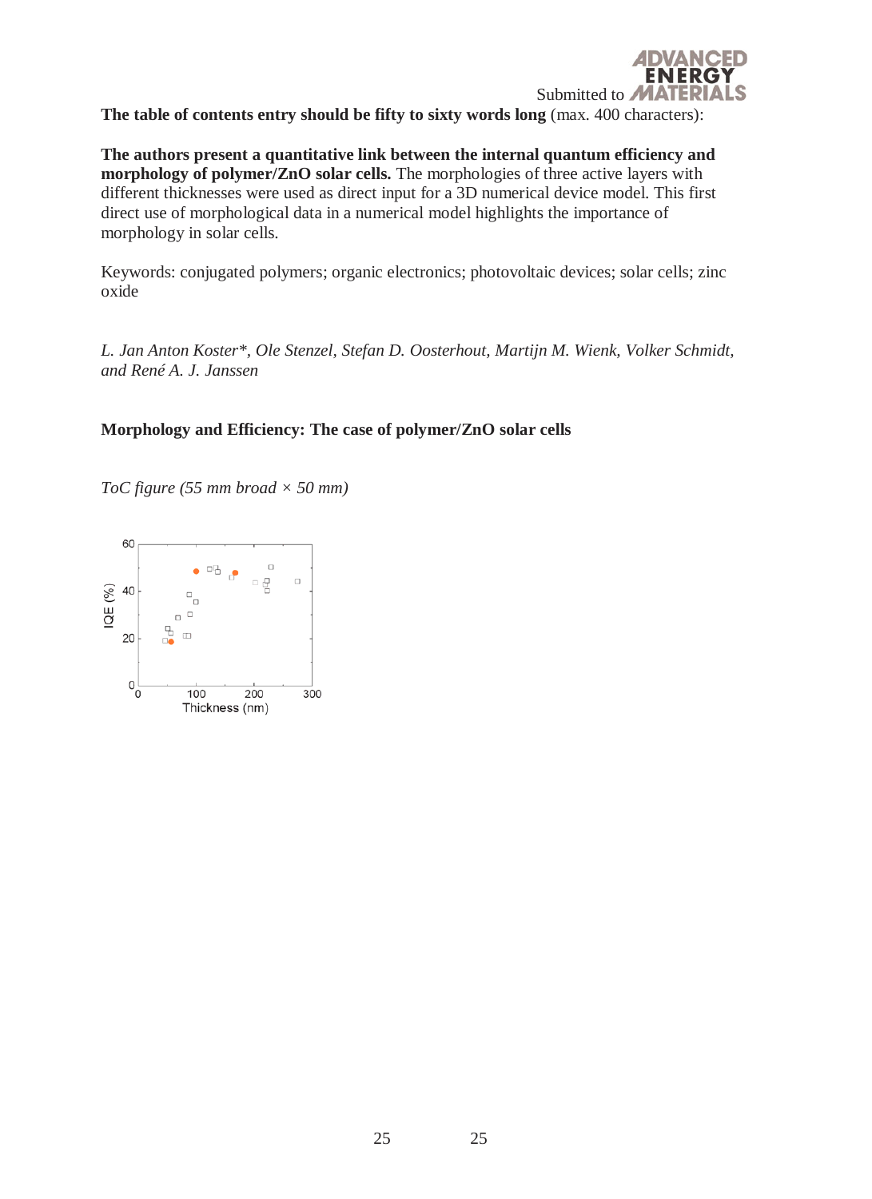**The table of contents entry should be fifty to sixty words long** (max. 400 characters):

**The authors present a quantitative link between the internal quantum efficiency and morphology of polymer/ZnO solar cells.** The morphologies of three active layers with different thicknesses were used as direct input for a 3D numerical device model. This first direct use of morphological data in a numerical model highlights the importance of morphology in solar cells.

Keywords: conjugated polymers; organic electronics; photovoltaic devices; solar cells; zinc oxide

*L. Jan Anton Koster\*, Ole Stenzel, Stefan D. Oosterhout, Martijn M. Wienk, Volker Schmidt, and René A. J. Janssen*

**Morphology and Efficiency: The case of polymer/ZnO solar cells**

*ToC figure (55 mm broad × 50 mm)*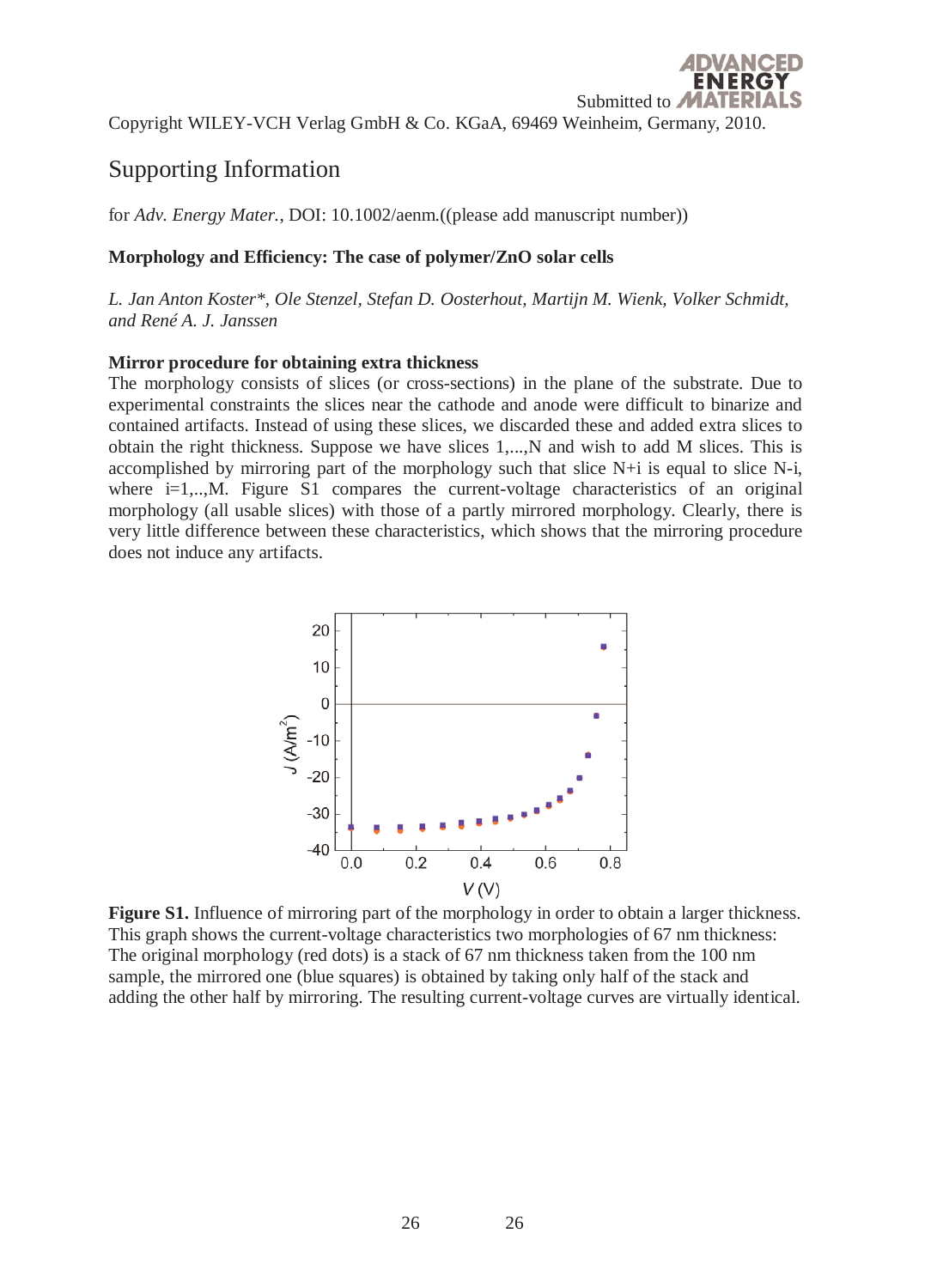Copyright WILEY-VCH Verlag GmbH & Co. KGaA, 69469 Weinheim, Germany, 2010.

# Supporting Information

for *Adv. Energy Mater.*, DOI: 10.1002/aenm.((please add manuscript number))

**Morphology and Efficiency: The case of polymer/ZnO solar cells**

*L. Jan Anton Koster*, Ole Stenzel, Stefan D. Oosterhout, Martijn M. Wienk, Volker Schmidt, and René A. J. Janssen*

**Mirror procedure for obtaining extra thickness**

The morphology consists of slices (or cross-sections) in the plane of the substrate. Due to experimental constraints the slices near the cathode and anode were difficult to binarize and contained artifacts. Instead of using these slices, we discarded these and added extra slices to obtain the right thickness. Suppose we have slices 1,...,N and wish to add M slices. This is accomplished by mirroring part of the morphology such that slice N+i is equal to slice N-i, where i=1,..,M. Figure S1 compares the current-voltage characteristics of an original morphology (all usable slices) with those of a partly mirrored morphology. Clearly, there is very little difference between these characteristics, which shows that the mirroring procedure does not induce any artifacts.

J (A/m²)
20
10
0
-10
-20
-30
-40
0.0
0.2
0.4
0.6
0.8
V (V)

**Figure S1.** Influence of mirroring part of the morphology in order to obtain a larger thickness. This graph shows the current-voltage characteristics two morphologies of 67 nm thickness: The original morphology (red dots) is a stack of 67 nm thickness taken from the 100 nm sample, the mirrored one (blue squares) is obtained by taking only half of the stack and adding the other half by mirroring. The resulting current-voltage curves are virtually identical.